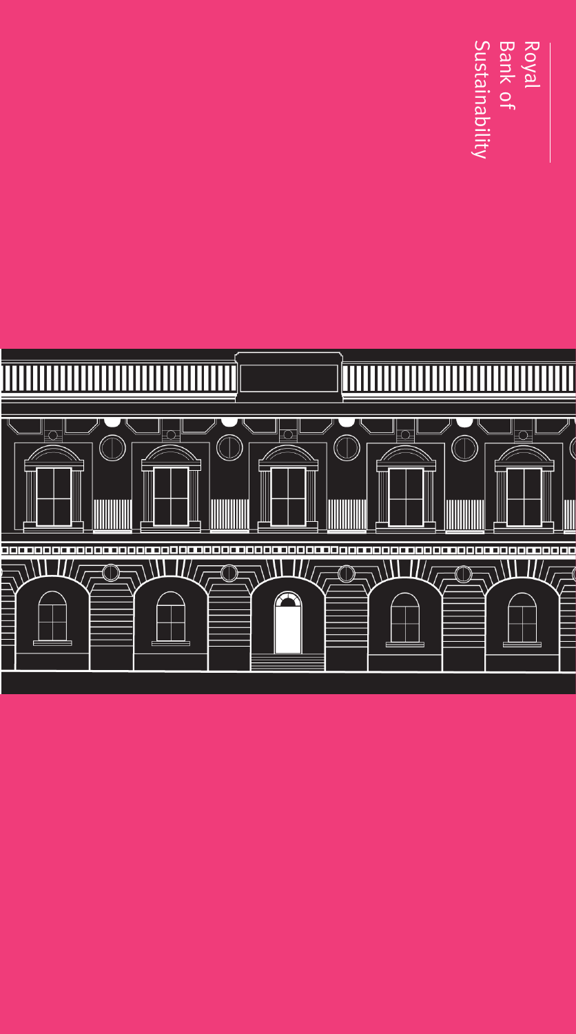Royal
Bank of
Sustainability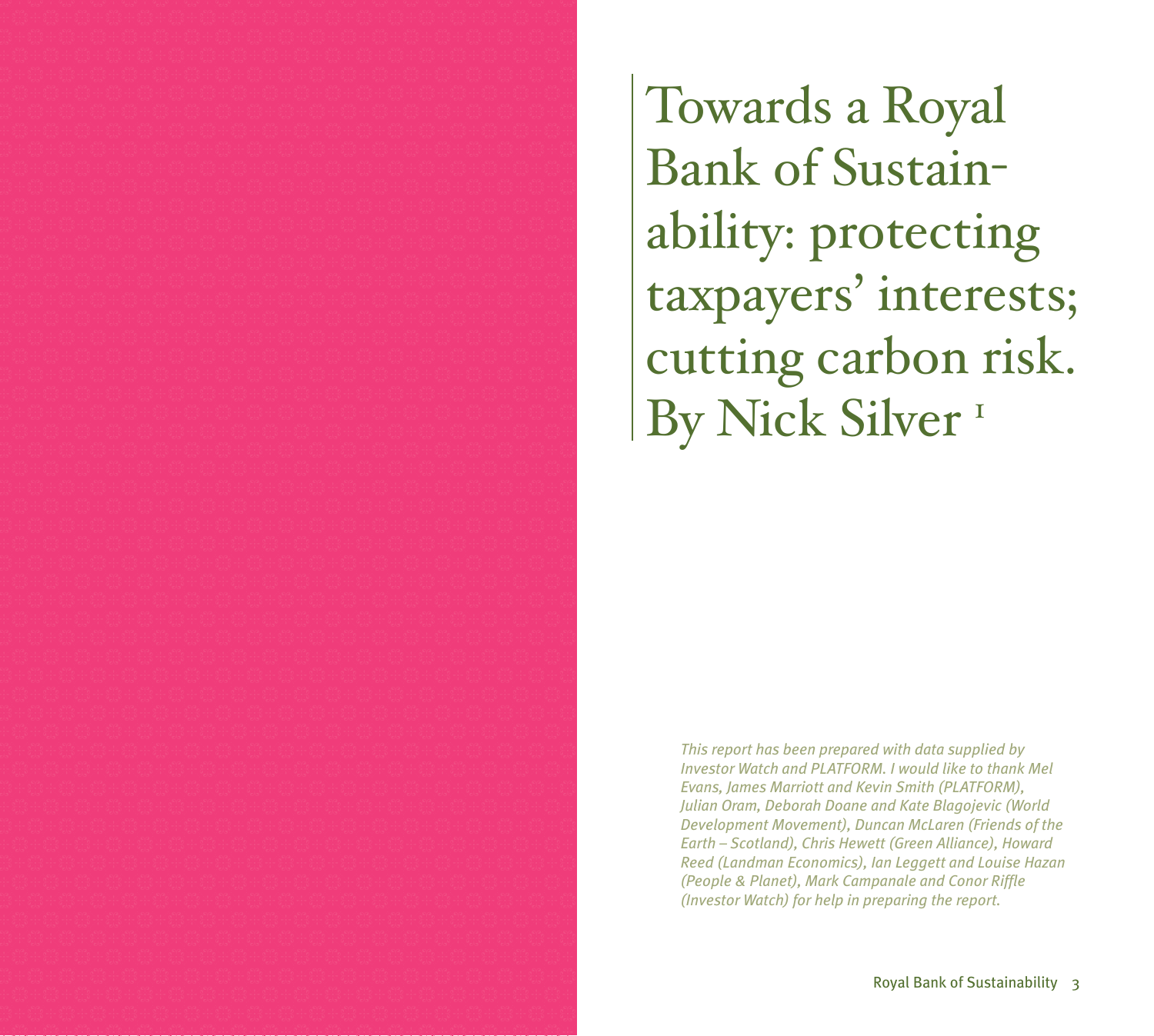# Towards a Royal Bank of Sustainability: protecting taxpayers' interests; cutting carbon risk. By Nick Silver [1]

*This report has been prepared with data supplied by Investor Watch and PLATFORM. I would like to thank Mel Evans, James Marriott and Kevin Smith (PLATFORM), Julian Oram, Deborah Doane and Kate Blagojevic (World Development Movement), Duncan McLaren (Friends of the Earth – Scotland), Chris Hewett (Green Alliance), Howard Reed (Landman Economics), Ian Leggett and Louise Hazan (People & Planet), Mark Campanale and Conor Riffle (Investor Watch) for help in preparing the report.*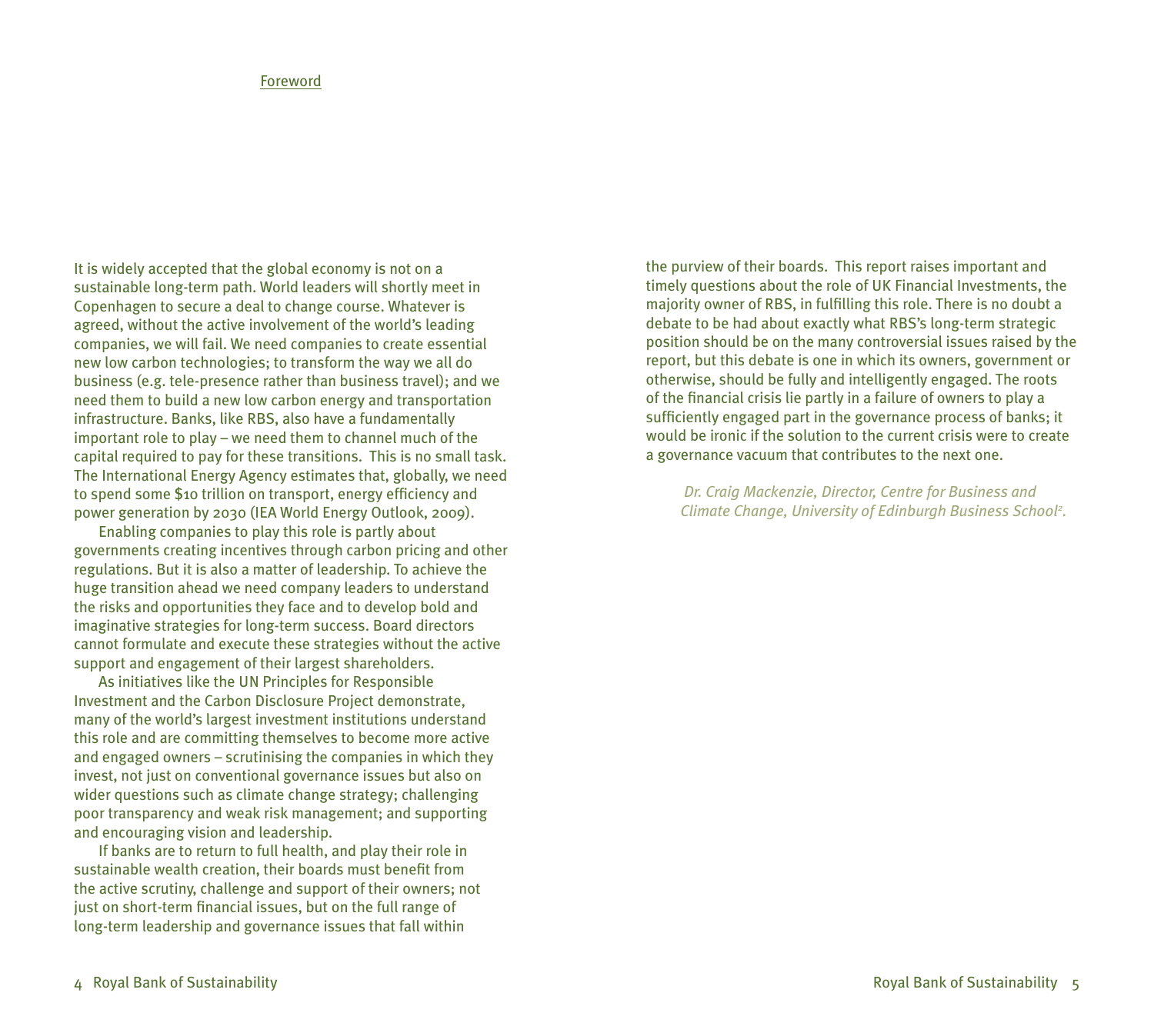## Foreword

It is widely accepted that the global economy is not on a sustainable long-term path. World leaders will shortly meet in Copenhagen to secure a deal to change course. Whatever is agreed, without the active involvement of the world's leading companies, we will fail. We need companies to create essential new low carbon technologies; to transform the way we all do business (e.g. tele-presence rather than business travel); and we need them to build a new low carbon energy and transportation infrastructure. Banks, like RBS, also have a fundamentally important role to play – we need them to channel much of the capital required to pay for these transitions. This is no small task. The International Energy Agency estimates that, globally, we need to spend some $10 trillion on transport, energy efficiency and power generation by 2030 (IEA World Energy Outlook, 2009).

Enabling companies to play this role is partly about governments creating incentives through carbon pricing and other regulations. But it is also a matter of leadership. To achieve the huge transition ahead we need company leaders to understand the risks and opportunities they face and to develop bold and imaginative strategies for long-term success. Board directors cannot formulate and execute these strategies without the active support and engagement of their largest shareholders.

As initiatives like the UN Principles for Responsible Investment and the Carbon Disclosure Project demonstrate, many of the world's largest investment institutions understand this role and are committing themselves to become more active and engaged owners – scrutinising the companies in which they invest, not just on conventional governance issues but also on wider questions such as climate change strategy; challenging poor transparency and weak risk management; and supporting and encouraging vision and leadership.

If banks are to return to full health, and play their role in sustainable wealth creation, their boards must benefit from the active scrutiny, challenge and support of their owners; not just on short-term financial issues, but on the full range of long-term leadership and governance issues that fall within the purview of their boards. This report raises important and timely questions about the role of UK Financial Investments, the majority owner of RBS, in fulfilling this role. There is no doubt a debate to be had about exactly what RBS's long-term strategic position should be on the many controversial issues raised by the report, but this debate is one in which its owners, government or otherwise, should be fully and intelligently engaged. The roots of the financial crisis lie partly in a failure of owners to play a sufficiently engaged part in the governance process of banks; it would be ironic if the solution to the current crisis were to create a governance vacuum that contributes to the next one.

*Dr. Craig Mackenzie, Director, Centre for Business and Climate Change, University of Edinburgh Business School[2].*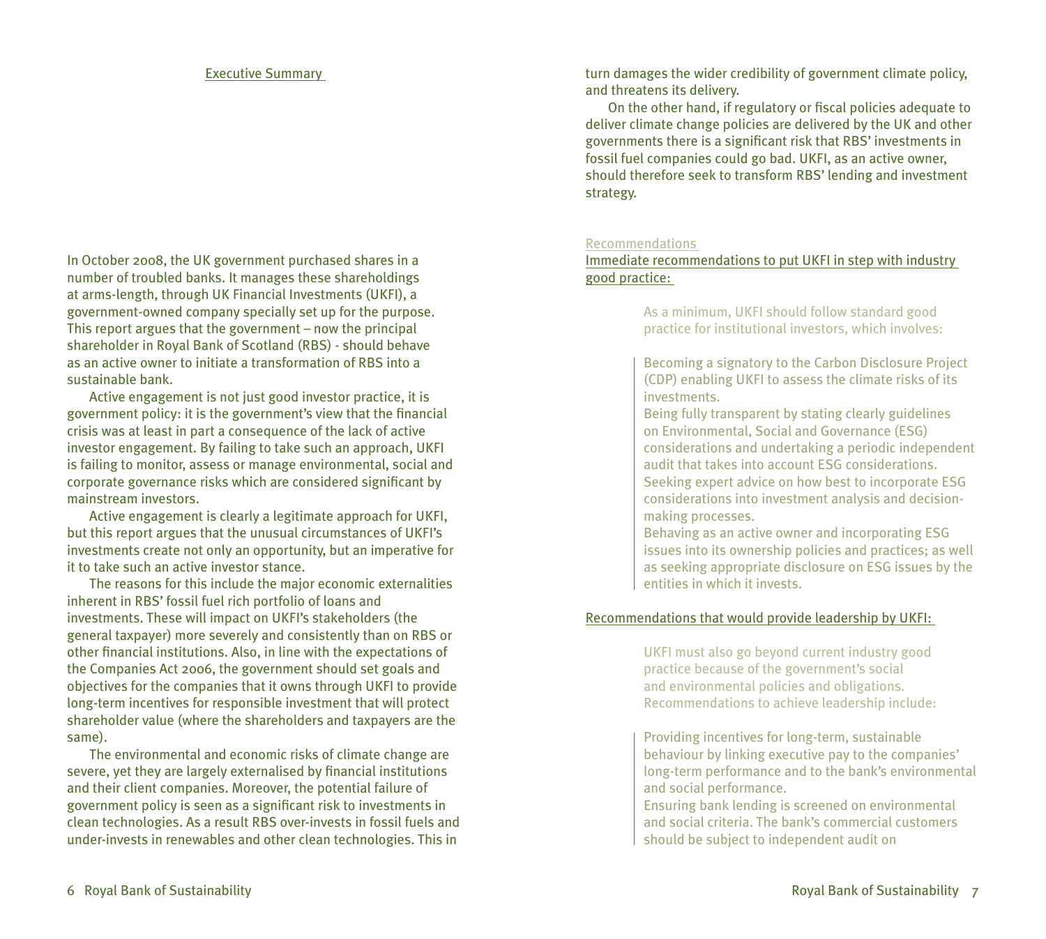## Executive Summary

In October 2008, the UK government purchased shares in a number of troubled banks. It manages these shareholdings at arms-length, through UK Financial Investments (UKFI), a government-owned company specially set up for the purpose. This report argues that the government – now the principal shareholder in Royal Bank of Scotland (RBS) - should behave as an active owner to initiate a transformation of RBS into a sustainable bank.

Active engagement is not just good investor practice, it is government policy: it is the government's view that the financial crisis was at least in part a consequence of the lack of active investor engagement. By failing to take such an approach, UKFI is failing to monitor, assess or manage environmental, social and corporate governance risks which are considered significant by mainstream investors.

Active engagement is clearly a legitimate approach for UKFI, but this report argues that the unusual circumstances of UKFI's investments create not only an opportunity, but an imperative for it to take such an active investor stance.

The reasons for this include the major economic externalities inherent in RBS' fossil fuel rich portfolio of loans and investments. These will impact on UKFI's stakeholders (the general taxpayer) more severely and consistently than on RBS or other financial institutions. Also, in line with the expectations of the Companies Act 2006, the government should set goals and objectives for the companies that it owns through UKFI to provide long-term incentives for responsible investment that will protect shareholder value (where the shareholders and taxpayers are the same).

The environmental and economic risks of climate change are severe, yet they are largely externalised by financial institutions and their client companies. Moreover, the potential failure of government policy is seen as a significant risk to investments in clean technologies. As a result RBS over-invests in fossil fuels and under-invests in renewables and other clean technologies. This in turn damages the wider credibility of government climate policy, and threatens its delivery.

On the other hand, if regulatory or fiscal policies adequate to deliver climate change policies are delivered by the UK and other governments there is a significant risk that RBS' investments in fossil fuel companies could go bad. UKFI, as an active owner, should therefore seek to transform RBS' lending and investment strategy.

### Recommendations

#### Immediate recommendations to put UKFI in step with industry good practice:

As a minimum, UKFI should follow standard good practice for institutional investors, which involves:

- Becoming a signatory to the Carbon Disclosure Project (CDP) enabling UKFI to assess the climate risks of its investments.
- Being fully transparent by stating clearly guidelines on Environmental, Social and Governance (ESG) considerations and undertaking a periodic independent audit that takes into account ESG considerations.
- Seeking expert advice on how best to incorporate ESG considerations into investment analysis and decision-making processes.
- Behaving as an active owner and incorporating ESG issues into its ownership policies and practices; as well as seeking appropriate disclosure on ESG issues by the entities in which it invests.

#### Recommendations that would provide leadership by UKFI:

UKFI must also go beyond current industry good practice because of the government's social and environmental policies and obligations. Recommendations to achieve leadership include:

- Providing incentives for long-term, sustainable behaviour by linking executive pay to the companies' long-term performance and to the bank's environmental and social performance.
- Ensuring bank lending is screened on environmental and social criteria. The bank's commercial customers should be subject to independent audit on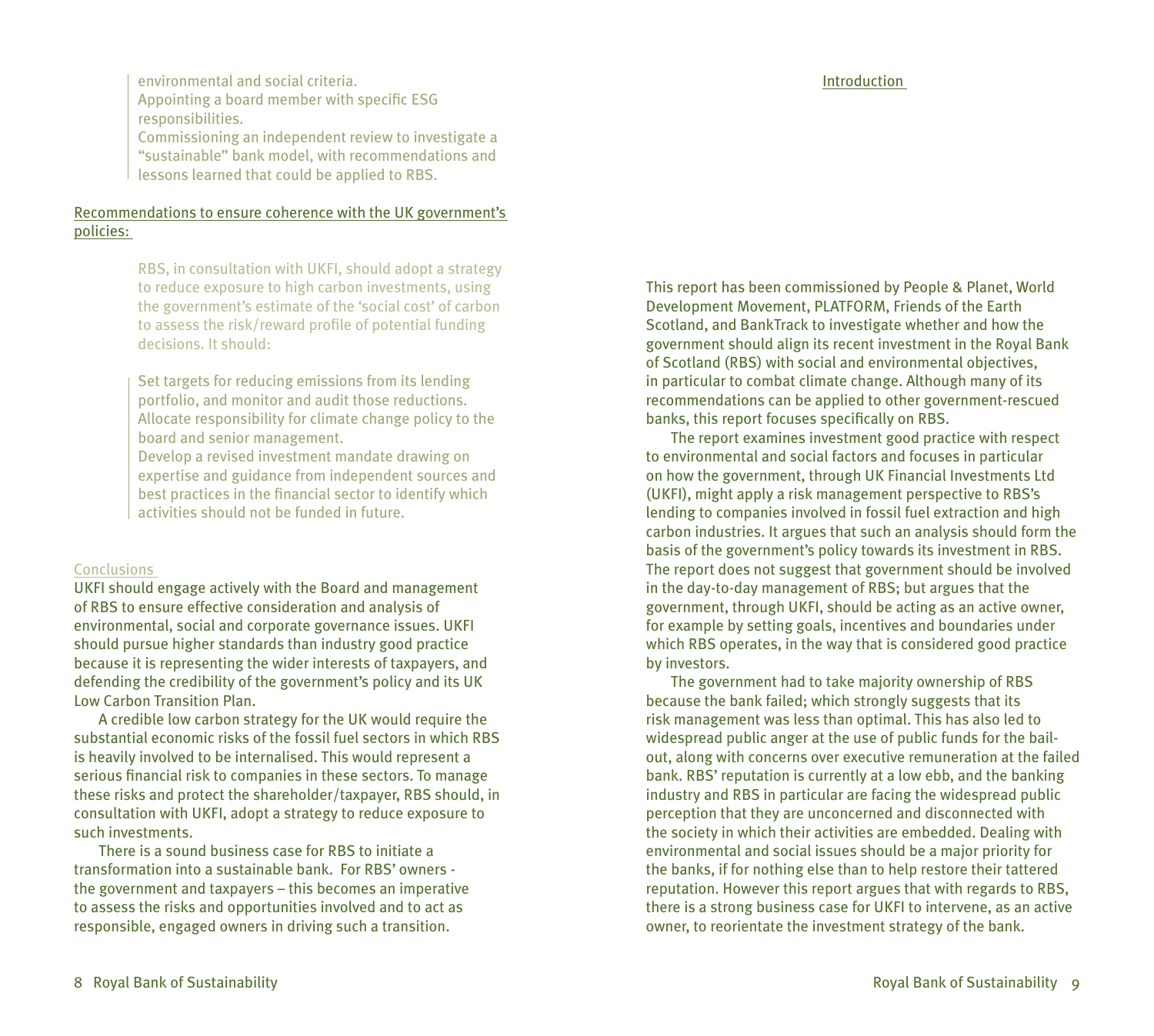- environmental and social criteria.
- Appointing a board member with specific ESG responsibilities.
- Commissioning an independent review to investigate a "sustainable" bank model, with recommendations and lessons learned that could be applied to RBS.

### Recommendations to ensure coherence with the UK government's policies:

RBS, in consultation with UKFI, should adopt a strategy to reduce exposure to high carbon investments, using the government's estimate of the 'social cost' of carbon to assess the risk/reward profile of potential funding decisions. It should:

- Set targets for reducing emissions from its lending portfolio, and monitor and audit those reductions.
- Allocate responsibility for climate change policy to the board and senior management.
- Develop a revised investment mandate drawing on expertise and guidance from independent sources and best practices in the financial sector to identify which activities should not be funded in future.

### Conclusions

UKFI should engage actively with the Board and management of RBS to ensure effective consideration and analysis of environmental, social and corporate governance issues. UKFI should pursue higher standards than industry good practice because it is representing the wider interests of taxpayers, and defending the credibility of the government's policy and its UK Low Carbon Transition Plan.

A credible low carbon strategy for the UK would require the substantial economic risks of the fossil fuel sectors in which RBS is heavily involved to be internalised. This would represent a serious financial risk to companies in these sectors. To manage these risks and protect the shareholder/taxpayer, RBS should, in consultation with UKFI, adopt a strategy to reduce exposure to such investments.

There is a sound business case for RBS to initiate a transformation into a sustainable bank. For RBS' owners - the government and taxpayers – this becomes an imperative to assess the risks and opportunities involved and to act as responsible, engaged owners in driving such a transition.

## Introduction

This report has been commissioned by People & Planet, World Development Movement, PLATFORM, Friends of the Earth Scotland, and BankTrack to investigate whether and how the government should align its recent investment in the Royal Bank of Scotland (RBS) with social and environmental objectives, in particular to combat climate change. Although many of its recommendations can be applied to other government-rescued banks, this report focuses specifically on RBS.

The report examines investment good practice with respect to environmental and social factors and focuses in particular on how the government, through UK Financial Investments Ltd (UKFI), might apply a risk management perspective to RBS's lending to companies involved in fossil fuel extraction and high carbon industries. It argues that such an analysis should form the basis of the government's policy towards its investment in RBS. The report does not suggest that government should be involved in the day-to-day management of RBS; but argues that the government, through UKFI, should be acting as an active owner, for example by setting goals, incentives and boundaries under which RBS operates, in the way that is considered good practice by investors.

The government had to take majority ownership of RBS because the bank failed; which strongly suggests that its risk management was less than optimal. This has also led to widespread public anger at the use of public funds for the bail-out, along with concerns over executive remuneration at the failed bank. RBS' reputation is currently at a low ebb, and the banking industry and RBS in particular are facing the widespread public perception that they are unconcerned and disconnected with the society in which their activities are embedded. Dealing with environmental and social issues should be a major priority for the banks, if for nothing else than to help restore their tattered reputation. However this report argues that with regards to RBS, there is a strong business case for UKFI to intervene, as an active owner, to reorientate the investment strategy of the bank.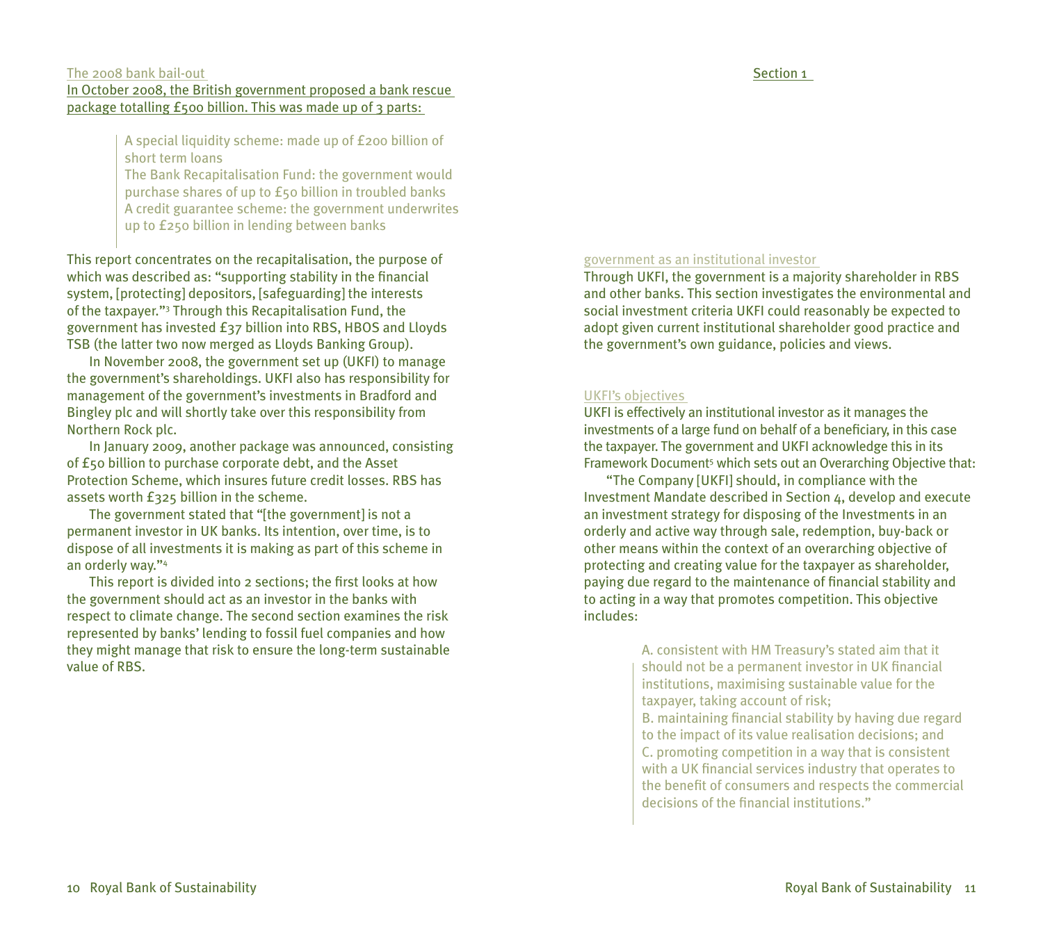## The 2008 bank bail-out

In October 2008, the British government proposed a bank rescue package totalling £500 billion. This was made up of 3 parts:

> A special liquidity scheme: made up of £200 billion of short term loans
> The Bank Recapitalisation Fund: the government would purchase shares of up to £50 billion in troubled banks
> A credit guarantee scheme: the government underwrites up to £250 billion in lending between banks

This report concentrates on the recapitalisation, the purpose of which was described as: "supporting stability in the financial system, [protecting] depositors, [safeguarding] the interests of the taxpayer."[3] Through this Recapitalisation Fund, the government has invested £37 billion into RBS, HBOS and Lloyds TSB (the latter two now merged as Lloyds Banking Group).

In November 2008, the government set up (UKFI) to manage the government's shareholdings. UKFI also has responsibility for management of the government's investments in Bradford and Bingley plc and will shortly take over this responsibility from Northern Rock plc.

In January 2009, another package was announced, consisting of £50 billion to purchase corporate debt, and the Asset Protection Scheme, which insures future credit losses. RBS has assets worth £325 billion in the scheme.

The government stated that "[the government] is not a permanent investor in UK banks. Its intention, over time, is to dispose of all investments it is making as part of this scheme in an orderly way."[4]

This report is divided into 2 sections; the first looks at how the government should act as an investor in the banks with respect to climate change. The second section examines the risk represented by banks' lending to fossil fuel companies and how they might manage that risk to ensure the long-term sustainable value of RBS.

# Section 1

## government as an institutional investor

Through UKFI, the government is a majority shareholder in RBS and other banks. This section investigates the environmental and social investment criteria UKFI could reasonably be expected to adopt given current institutional shareholder good practice and the government's own guidance, policies and views.

## UKFI's objectives

UKFI is effectively an institutional investor as it manages the investments of a large fund on behalf of a beneficiary, in this case the taxpayer. The government and UKFI acknowledge this in its Framework Document[5] which sets out an Overarching Objective that:

"The Company [UKFI] should, in compliance with the Investment Mandate described in Section 4, develop and execute an investment strategy for disposing of the Investments in an orderly and active way through sale, redemption, buy-back or other means within the context of an overarching objective of protecting and creating value for the taxpayer as shareholder, paying due regard to the maintenance of financial stability and to acting in a way that promotes competition. This objective includes:

> A. consistent with HM Treasury's stated aim that it should not be a permanent investor in UK financial institutions, maximising sustainable value for the taxpayer, taking account of risk;
> B. maintaining financial stability by having due regard to the impact of its value realisation decisions; and
> C. promoting competition in a way that is consistent with a UK financial services industry that operates to the benefit of consumers and respects the commercial decisions of the financial institutions."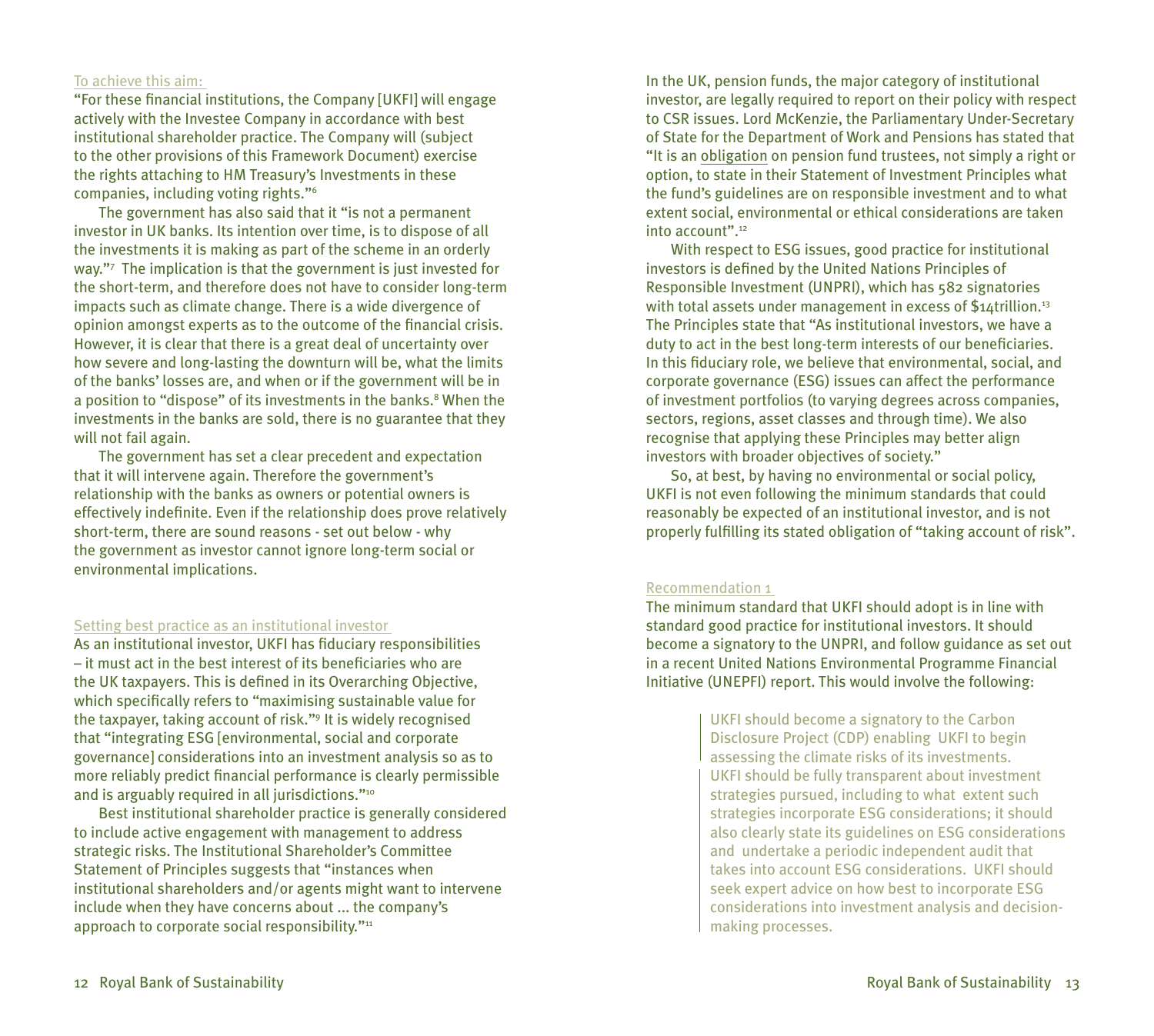### To achieve this aim:

"For these financial institutions, the Company [UKFI] will engage actively with the Investee Company in accordance with best institutional shareholder practice. The Company will (subject to the other provisions of this Framework Document) exercise the rights attaching to HM Treasury's Investments in these companies, including voting rights."[6]

The government has also said that it "is not a permanent investor in UK banks. Its intention over time, is to dispose of all the investments it is making as part of the scheme in an orderly way."[7] The implication is that the government is just invested for the short-term, and therefore does not have to consider long-term impacts such as climate change. There is a wide divergence of opinion amongst experts as to the outcome of the financial crisis. However, it is clear that there is a great deal of uncertainty over how severe and long-lasting the downturn will be, what the limits of the banks' losses are, and when or if the government will be in a position to "dispose" of its investments in the banks.[8] When the investments in the banks are sold, there is no guarantee that they will not fail again.

The government has set a clear precedent and expectation that it will intervene again. Therefore the government's relationship with the banks as owners or potential owners is effectively indefinite. Even if the relationship does prove relatively short-term, there are sound reasons - set out below - why the government as investor cannot ignore long-term social or environmental implications.

### Setting best practice as an institutional investor

As an institutional investor, UKFI has fiduciary responsibilities – it must act in the best interest of its beneficiaries who are the UK taxpayers. This is defined in its Overarching Objective, which specifically refers to "maximising sustainable value for the taxpayer, taking account of risk."[9] It is widely recognised that "integrating ESG [environmental, social and corporate governance] considerations into an investment analysis so as to more reliably predict financial performance is clearly permissible and is arguably required in all jurisdictions."[10]

Best institutional shareholder practice is generally considered to include active engagement with management to address strategic risks. The Institutional Shareholder's Committee Statement of Principles suggests that "instances when institutional shareholders and/or agents might want to intervene include when they have concerns about ... the company's approach to corporate social responsibility."[11]

In the UK, pension funds, the major category of institutional investor, are legally required to report on their policy with respect to CSR issues. Lord McKenzie, the Parliamentary Under-Secretary of State for the Department of Work and Pensions has stated that "It is an obligation on pension fund trustees, not simply a right or option, to state in their Statement of Investment Principles what the fund's guidelines are on responsible investment and to what extent social, environmental or ethical considerations are taken into account".[12]

With respect to ESG issues, good practice for institutional investors is defined by the United Nations Principles of Responsible Investment (UNPRI), which has 582 signatories with total assets under management in excess of $14trillion.[13] The Principles state that "As institutional investors, we have a duty to act in the best long-term interests of our beneficiaries. In this fiduciary role, we believe that environmental, social, and corporate governance (ESG) issues can affect the performance of investment portfolios (to varying degrees across companies, sectors, regions, asset classes and through time). We also recognise that applying these Principles may better align investors with broader objectives of society."

So, at best, by having no environmental or social policy, UKFI is not even following the minimum standards that could reasonably be expected of an institutional investor, and is not properly fulfilling its stated obligation of "taking account of risk".

### Recommendation 1

The minimum standard that UKFI should adopt is in line with standard good practice for institutional investors. It should become a signatory to the UNPRI, and follow guidance as set out in a recent United Nations Environmental Programme Financial Initiative (UNEPFI) report. This would involve the following:

> UKFI should become a signatory to the Carbon Disclosure Project (CDP) enabling UKFI to begin assessing the climate risks of its investments.
>
> UKFI should be fully transparent about investment strategies pursued, including to what extent such strategies incorporate ESG considerations; it should also clearly state its guidelines on ESG considerations and undertake a periodic independent audit that takes into account ESG considerations. UKFI should seek expert advice on how best to incorporate ESG considerations into investment analysis and decision-making processes.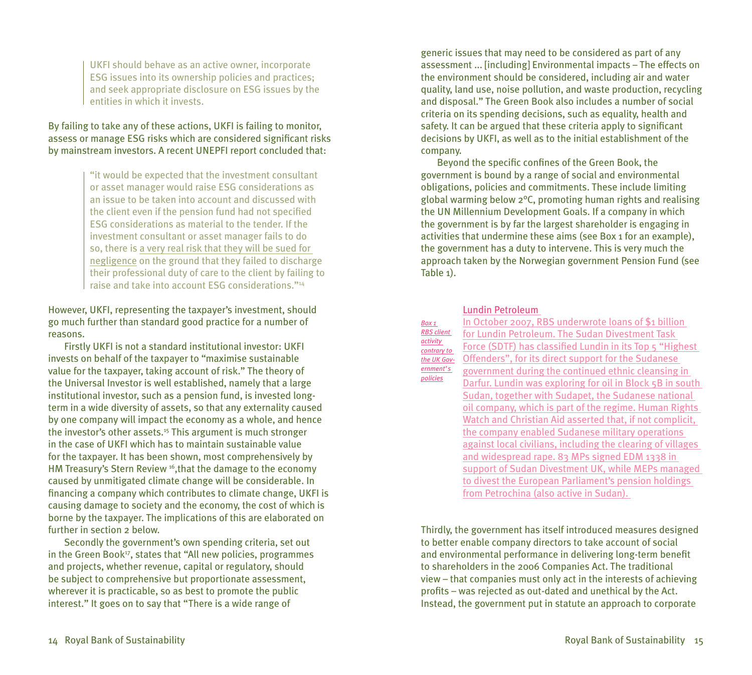> UKFI should behave as an active owner, incorporate ESG issues into its ownership policies and practices; and seek appropriate disclosure on ESG issues by the entities in which it invests.

By failing to take any of these actions, UKFI is failing to monitor, assess or manage ESG risks which are considered significant risks by mainstream investors. A recent UNEPFI report concluded that:

> "it would be expected that the investment consultant or asset manager would raise ESG considerations as an issue to be taken into account and discussed with the client even if the pension fund had not specified ESG considerations as material to the tender. If the investment consultant or asset manager fails to do so, there is a very real risk that they will be sued for negligence on the ground that they failed to discharge their professional duty of care to the client by failing to raise and take into account ESG considerations."[14]

However, UKFI, representing the taxpayer's investment, should go much further than standard good practice for a number of reasons.

Firstly UKFI is not a standard institutional investor: UKFI invests on behalf of the taxpayer to "maximise sustainable value for the taxpayer, taking account of risk." The theory of the Universal Investor is well established, namely that a large institutional investor, such as a pension fund, is invested long-term in a wide diversity of assets, so that any externality caused by one company will impact the economy as a whole, and hence the investor's other assets.[15] This argument is much stronger in the case of UKFI which has to maintain sustainable value for the taxpayer. It has been shown, most comprehensively by HM Treasury's Stern Review [16],that the damage to the economy caused by unmitigated climate change will be considerable. In financing a company which contributes to climate change, UKFI is causing damage to society and the economy, the cost of which is borne by the taxpayer. The implications of this are elaborated on further in section 2 below.

Secondly the government's own spending criteria, set out in the Green Book[17], states that "All new policies, programmes and projects, whether revenue, capital or regulatory, should be subject to comprehensive but proportionate assessment, wherever it is practicable, so as best to promote the public interest." It goes on to say that "There is a wide range of generic issues that may need to be considered as part of any assessment ... [including] Environmental impacts – The effects on the environment should be considered, including air and water quality, land use, noise pollution, and waste production, recycling and disposal." The Green Book also includes a number of social criteria on its spending decisions, such as equality, health and safety. It can be argued that these criteria apply to significant decisions by UKFI, as well as to the initial establishment of the company.

Beyond the specific confines of the Green Book, the government is bound by a range of social and environmental obligations, policies and commitments. These include limiting global warming below 2°C, promoting human rights and realising the UN Millennium Development Goals. If a company in which the government is by far the largest shareholder is engaging in activities that undermine these aims (see Box 1 for an example), the government has a duty to intervene. This is very much the approach taken by the Norwegian government Pension Fund (see Table 1).

*Box 1 RBS client activity contrary to the UK Government's policies*

**Lundin Petroleum**

In October 2007, RBS underwrote loans of $1 billion for Lundin Petroleum. The Sudan Divestment Task Force (SDTF) has classified Lundin in its Top 5 "Highest Offenders", for its direct support for the Sudanese government during the continued ethnic cleansing in Darfur. Lundin was exploring for oil in Block 5B in south Sudan, together with Sudapet, the Sudanese national oil company, which is part of the regime. Human Rights Watch and Christian Aid asserted that, if not complicit, the company enabled Sudanese military operations against local civilians, including the clearing of villages and widespread rape. 83 MPs signed EDM 1338 in support of Sudan Divestment UK, while MEPs managed to divest the European Parliament's pension holdings from Petrochina (also active in Sudan).

Thirdly, the government has itself introduced measures designed to better enable company directors to take account of social and environmental performance in delivering long-term benefit to shareholders in the 2006 Companies Act. The traditional view – that companies must only act in the interests of achieving profits – was rejected as out-dated and unethical by the Act. Instead, the government put in statute an approach to corporate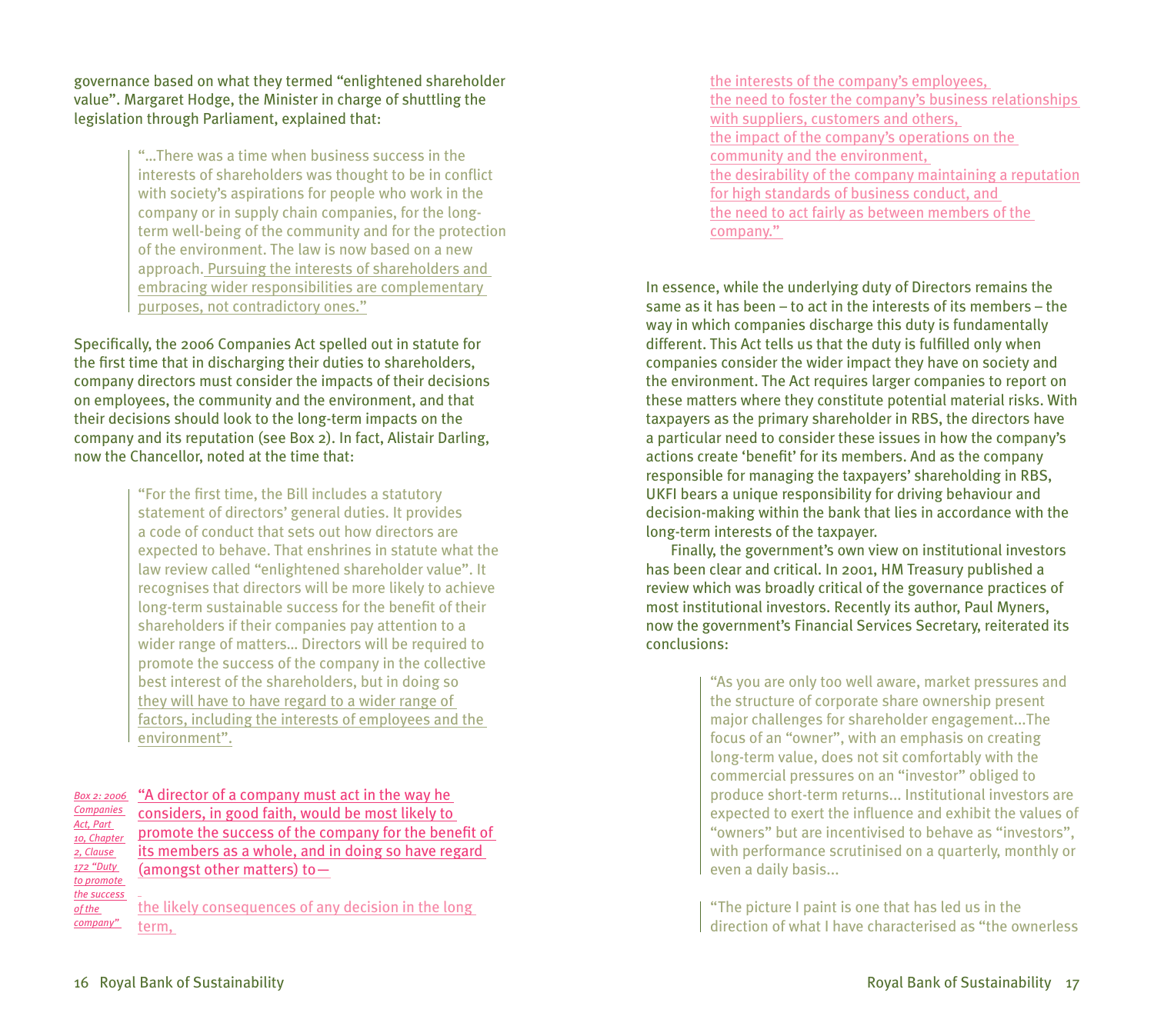governance based on what they termed "enlightened shareholder value". Margaret Hodge, the Minister in charge of shuttling the legislation through Parliament, explained that:

> "...There was a time when business success in the interests of shareholders was thought to be in conflict with society's aspirations for people who work in the company or in supply chain companies, for the long-term well-being of the community and for the protection of the environment. The law is now based on a new approach. Pursuing the interests of shareholders and embracing wider responsibilities are complementary purposes, not contradictory ones."

Specifically, the 2006 Companies Act spelled out in statute for the first time that in discharging their duties to shareholders, company directors must consider the impacts of their decisions on employees, the community and the environment, and that their decisions should look to the long-term impacts on the company and its reputation (see Box 2). In fact, Alistair Darling, now the Chancellor, noted at the time that:

> "For the first time, the Bill includes a statutory statement of directors' general duties. It provides a code of conduct that sets out how directors are expected to behave. That enshrines in statute what the law review called "enlightened shareholder value". It recognises that directors will be more likely to achieve long-term sustainable success for the benefit of their shareholders if their companies pay attention to a wider range of matters... Directors will be required to promote the success of the company in the collective best interest of the shareholders, but in doing so they will have to have regard to a wider range of factors, including the interests of employees and the environment".

*Box 2: 2006 Companies Act, Part 10, Chapter 2, Clause 172 "Duty to promote the success of the company"*

"A director of a company must act in the way he considers, in good faith, would be most likely to promote the success of the company for the benefit of its members as a whole, and in doing so have regard (amongst other matters) to—

the likely consequences of any decision in the long term,
the interests of the company's employees,
the need to foster the company's business relationships with suppliers, customers and others,
the impact of the company's operations on the community and the environment,
the desirability of the company maintaining a reputation for high standards of business conduct, and
the need to act fairly as between members of the company."

In essence, while the underlying duty of Directors remains the same as it has been – to act in the interests of its members – the way in which companies discharge this duty is fundamentally different. This Act tells us that the duty is fulfilled only when companies consider the wider impact they have on society and the environment. The Act requires larger companies to report on these matters where they constitute potential material risks. With taxpayers as the primary shareholder in RBS, the directors have a particular need to consider these issues in how the company's actions create 'benefit' for its members. And as the company responsible for managing the taxpayers' shareholding in RBS, UKFI bears a unique responsibility for driving behaviour and decision-making within the bank that lies in accordance with the long-term interests of the taxpayer.

Finally, the government's own view on institutional investors has been clear and critical. In 2001, HM Treasury published a review which was broadly critical of the governance practices of most institutional investors. Recently its author, Paul Myners, now the government's Financial Services Secretary, reiterated its conclusions:

> "As you are only too well aware, market pressures and the structure of corporate share ownership present major challenges for shareholder engagement...The focus of an "owner", with an emphasis on creating long-term value, does not sit comfortably with the commercial pressures on an "investor" obliged to produce short-term returns... Institutional investors are expected to exert the influence and exhibit the values of "owners" but are incentivised to behave as "investors", with performance scrutinised on a quarterly, monthly or even a daily basis...

> "The picture I paint is one that has led us in the direction of what I have characterised as "the ownerless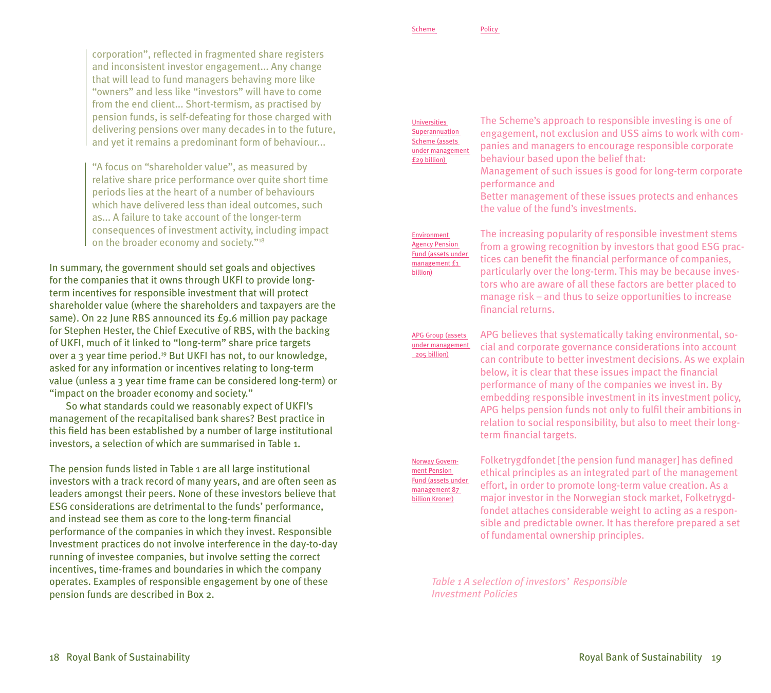> corporation", reflected in fragmented share registers and inconsistent investor engagement… Any change that will lead to fund managers behaving more like "owners" and less like "investors" will have to come from the end client… Short-termism, as practised by pension funds, is self-defeating for those charged with delivering pensions over many decades in to the future, and yet it remains a predominant form of behaviour…

> "A focus on "shareholder value", as measured by relative share price performance over quite short time periods lies at the heart of a number of behaviours which have delivered less than ideal outcomes, such as… A failure to take account of the longer-term consequences of investment activity, including impact on the broader economy and society."[18]

In summary, the government should set goals and objectives for the companies that it owns through UKFI to provide long-term incentives for responsible investment that will protect shareholder value (where the shareholders and taxpayers are the same). On 22 June RBS announced its £9.6 million pay package for Stephen Hester, the Chief Executive of RBS, with the backing of UKFI, much of it linked to "long-term" share price targets over a 3 year time period.[19] But UKFI has not, to our knowledge, asked for any information or incentives relating to long-term value (unless a 3 year time frame can be considered long-term) or "impact on the broader economy and society."

So what standards could we reasonably expect of UKFI's management of the recapitalised bank shares? Best practice in this field has been established by a number of large institutional investors, a selection of which are summarised in Table 1.

The pension funds listed in Table 1 are all large institutional investors with a track record of many years, and are often seen as leaders amongst their peers. None of these investors believe that ESG considerations are detrimental to the funds' performance, and instead see them as core to the long-term financial performance of the companies in which they invest. Responsible Investment practices do not involve interference in the day-to-day running of investee companies, but involve setting the correct incentives, time-frames and boundaries in which the company operates. Examples of responsible engagement by one of these pension funds are described in Box 2.

| Scheme | Policy |
|---|---|
| Universities Superannuation Scheme (assets under management £29 billion) | The Scheme's approach to responsible investing is one of engagement, not exclusion and USS aims to work with companies and managers to encourage responsible corporate behaviour based upon the belief that: Management of such issues is good for long-term corporate performance and Better management of these issues protects and enhances the value of the fund's investments. |
| Environment Agency Pension Fund (assets under management £1 billion) | The increasing popularity of responsible investment stems from a growing recognition by investors that good ESG practices can benefit the financial performance of companies, particularly over the long-term. This may be because investors who are aware of all these factors are better placed to manage risk – and thus to seize opportunities to increase financial returns. |
| APG Group (assets under management 205 billion) | APG believes that systematically taking environmental, social and corporate governance considerations into account can contribute to better investment decisions. As we explain below, it is clear that these issues impact the financial performance of many of the companies we invest in. By embedding responsible investment in its investment policy, APG helps pension funds not only to fulfil their ambitions in relation to social responsibility, but also to meet their long-term financial targets. |
| Norway Government Pension Fund (assets under management 87 billion Kroner) | Folketrygdfondet [the pension fund manager] has defined ethical principles as an integrated part of the management effort, in order to promote long-term value creation. As a major investor in the Norwegian stock market, Folketrygdfondet attaches considerable weight to acting as a responsible and predictable owner. It has therefore prepared a set of fundamental ownership principles. |

*Table 1 A selection of investors' Responsible Investment Policies*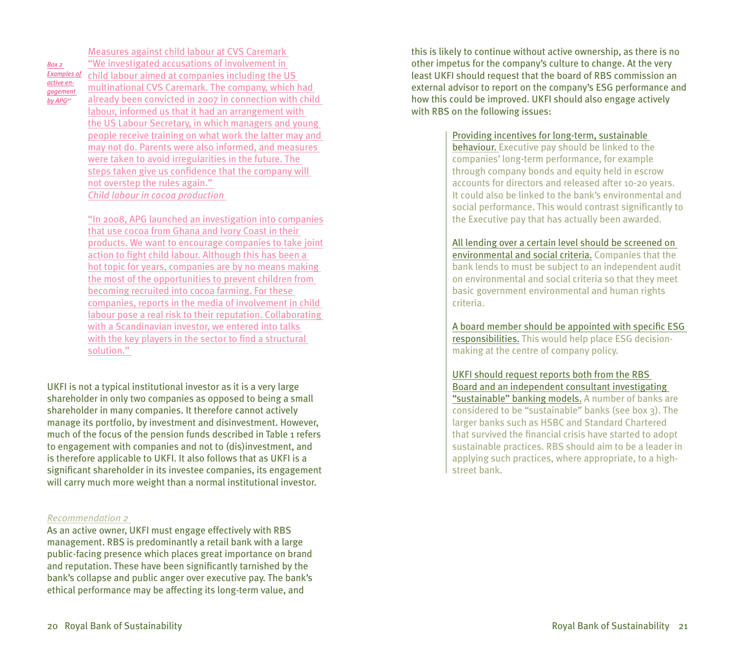*Box 2 Examples of active engagement by APG*[20]

**Measures against child labour at CVS Caremark**

"We investigated accusations of involvement in child labour aimed at companies including the US multinational CVS Caremark. The company, which had already been convicted in 2007 in connection with child labour, informed us that it had an arrangement with the US Labour Secretary, in which managers and young people receive training on what work the latter may and may not do. Parents were also informed, and measures were taken to avoid irregularities in the future. The steps taken give us confidence that the company will not overstep the rules again."

*Child labour in cocoa production*

"In 2008, APG launched an investigation into companies that use cocoa from Ghana and Ivory Coast in their products. We want to encourage companies to take joint action to fight child labour. Although this has been a hot topic for years, companies are by no means making the most of the opportunities to prevent children from becoming recruited into cocoa farming. For these companies, reports in the media of involvement in child labour pose a real risk to their reputation. Collaborating with a Scandinavian investor, we entered into talks with the key players in the sector to find a structural solution."

UKFI is not a typical institutional investor as it is a very large shareholder in only two companies as opposed to being a small shareholder in many companies. It therefore cannot actively manage its portfolio, by investment and disinvestment. However, much of the focus of the pension funds described in Table 1 refers to engagement with companies and not to (dis)investment, and is therefore applicable to UKFI. It also follows that as UKFI is a significant shareholder in its investee companies, its engagement will carry much more weight than a normal institutional investor.

*Recommendation 2*

As an active owner, UKFI must engage effectively with RBS management. RBS is predominantly a retail bank with a large public-facing presence which places great importance on brand and reputation. These have been significantly tarnished by the bank's collapse and public anger over executive pay. The bank's ethical performance may be affecting its long-term value, and this is likely to continue without active ownership, as there is no other impetus for the company's culture to change. At the very least UKFI should request that the board of RBS commission an external advisor to report on the company's ESG performance and how this could be improved. UKFI should also engage actively with RBS on the following issues:

**Providing incentives for long-term, sustainable behaviour.** Executive pay should be linked to the companies' long-term performance, for example through company bonds and equity held in escrow accounts for directors and released after 10-20 years. It could also be linked to the bank's environmental and social performance. This would contrast significantly to the Executive pay that has actually been awarded.

**All lending over a certain level should be screened on environmental and social criteria.** Companies that the bank lends to must be subject to an independent audit on environmental and social criteria so that they meet basic government environmental and human rights criteria.

**A board member should be appointed with specific ESG responsibilities.** This would help place ESG decision-making at the centre of company policy.

**UKFI should request reports both from the RBS Board and an independent consultant investigating "sustainable" banking models.** A number of banks are considered to be "sustainable" banks (see box 3). The larger banks such as HSBC and Standard Chartered that survived the financial crisis have started to adopt sustainable practices. RBS should aim to be a leader in applying such practices, where appropriate, to a high-street bank.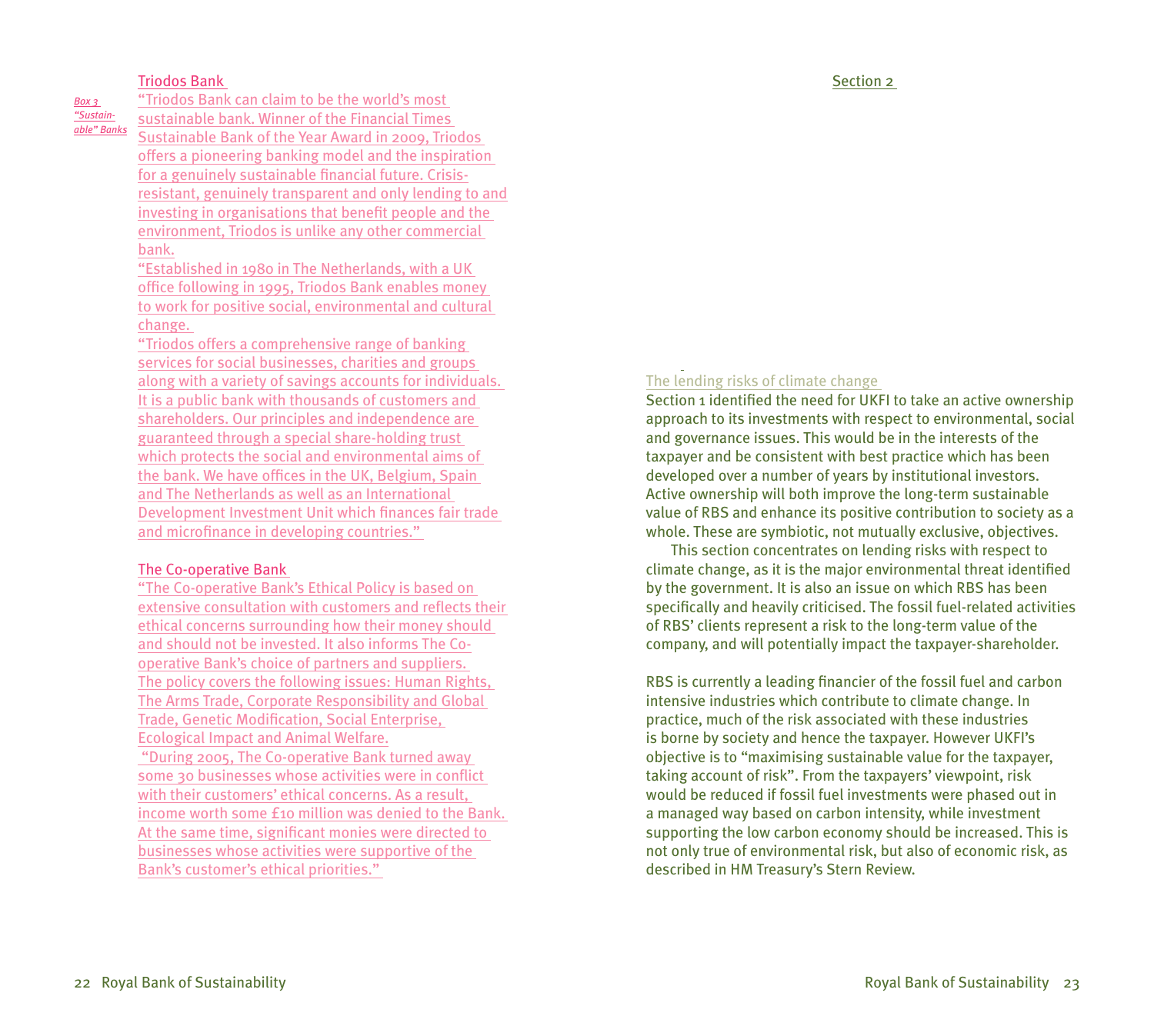*Box 3 "Sustainable" Banks*

### Triodos Bank

"Triodos Bank can claim to be the world's most sustainable bank. Winner of the Financial Times Sustainable Bank of the Year Award in 2009, Triodos offers a pioneering banking model and the inspiration for a genuinely sustainable financial future. Crisis-resistant, genuinely transparent and only lending to and investing in organisations that benefit people and the environment, Triodos is unlike any other commercial bank.

"Established in 1980 in The Netherlands, with a UK office following in 1995, Triodos Bank enables money to work for positive social, environmental and cultural change.

"Triodos offers a comprehensive range of banking services for social businesses, charities and groups along with a variety of savings accounts for individuals. It is a public bank with thousands of customers and shareholders. Our principles and independence are guaranteed through a special share-holding trust which protects the social and environmental aims of the bank. We have offices in the UK, Belgium, Spain and The Netherlands as well as an International Development Investment Unit which finances fair trade and microfinance in developing countries."

### The Co-operative Bank

"The Co-operative Bank's Ethical Policy is based on extensive consultation with customers and reflects their ethical concerns surrounding how their money should and should not be invested. It also informs The Co-operative Bank's choice of partners and suppliers. The policy covers the following issues: Human Rights, The Arms Trade, Corporate Responsibility and Global Trade, Genetic Modification, Social Enterprise, Ecological Impact and Animal Welfare.

"During 2005, The Co-operative Bank turned away some 30 businesses whose activities were in conflict with their customers' ethical concerns. As a result, income worth some £10 million was denied to the Bank. At the same time, significant monies were directed to businesses whose activities were supportive of the Bank's customer's ethical priorities."

# Section 2

## The lending risks of climate change

Section 1 identified the need for UKFI to take an active ownership approach to its investments with respect to environmental, social and governance issues. This would be in the interests of the taxpayer and be consistent with best practice which has been developed over a number of years by institutional investors. Active ownership will both improve the long-term sustainable value of RBS and enhance its positive contribution to society as a whole. These are symbiotic, not mutually exclusive, objectives.

This section concentrates on lending risks with respect to climate change, as it is the major environmental threat identified by the government. It is also an issue on which RBS has been specifically and heavily criticised. The fossil fuel-related activities of RBS' clients represent a risk to the long-term value of the company, and will potentially impact the taxpayer-shareholder.

RBS is currently a leading financier of the fossil fuel and carbon intensive industries which contribute to climate change. In practice, much of the risk associated with these industries is borne by society and hence the taxpayer. However UKFI's objective is to "maximising sustainable value for the taxpayer, taking account of risk". From the taxpayers' viewpoint, risk would be reduced if fossil fuel investments were phased out in a managed way based on carbon intensity, while investment supporting the low carbon economy should be increased. This is not only true of environmental risk, but also of economic risk, as described in HM Treasury's Stern Review.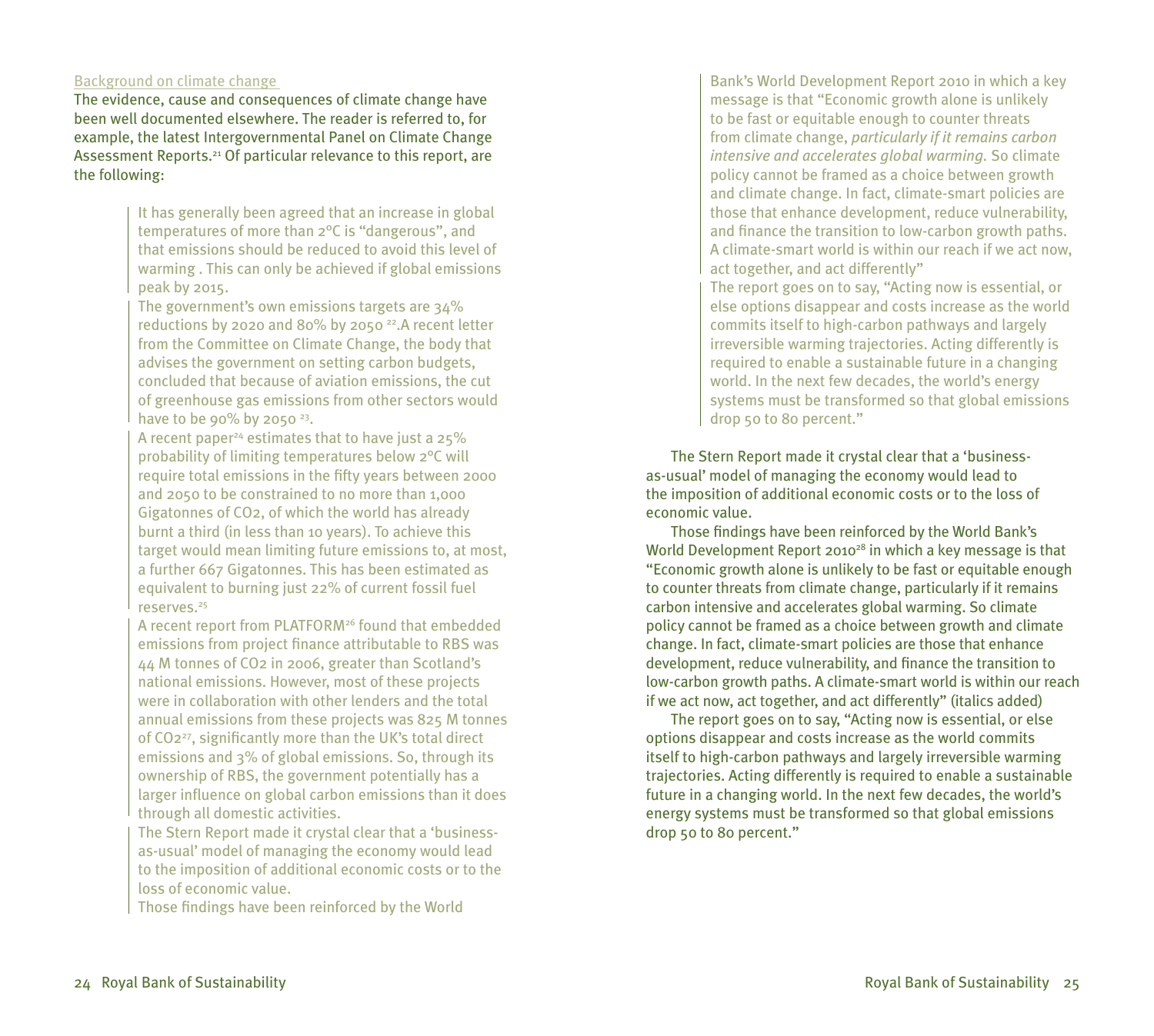Background on climate change

The evidence, cause and consequences of climate change have been well documented elsewhere. The reader is referred to, for example, the latest Intergovernmental Panel on Climate Change Assessment Reports.[21] Of particular relevance to this report, are the following:

> It has generally been agreed that an increase in global temperatures of more than 2°C is "dangerous", and that emissions should be reduced to avoid this level of warming . This can only be achieved if global emissions peak by 2015.
>
> The government's own emissions targets are 34% reductions by 2020 and 80% by 2050 [22].A recent letter from the Committee on Climate Change, the body that advises the government on setting carbon budgets, concluded that because of aviation emissions, the cut of greenhouse gas emissions from other sectors would have to be 90% by 2050 [23].
>
> A recent paper[24] estimates that to have just a 25% probability of limiting temperatures below 2°C will require total emissions in the fifty years between 2000 and 2050 to be constrained to no more than 1,000 Gigatonnes of $CO_2$, of which the world has already burnt a third (in less than 10 years). To achieve this target would mean limiting future emissions to, at most, a further 667 Gigatonnes. This has been estimated as equivalent to burning just 22% of current fossil fuel reserves.[25]
>
> A recent report from PLATFORM[26] found that embedded emissions from project finance attributable to RBS was 44 M tonnes of $CO_2$ in 2006, greater than Scotland's national emissions. However, most of these projects were in collaboration with other lenders and the total annual emissions from these projects was 825 M tonnes of $CO_2$[27], significantly more than the UK's total direct emissions and 3% of global emissions. So, through its ownership of RBS, the government potentially has a larger influence on global carbon emissions than it does through all domestic activities.
>
> The Stern Report made it crystal clear that a 'business-as-usual' model of managing the economy would lead to the imposition of additional economic costs or to the loss of economic value.
>
> Those findings have been reinforced by the World Bank's World Development Report 2010 in which a key message is that "Economic growth alone is unlikely to be fast or equitable enough to counter threats from climate change, *particularly if it remains carbon intensive and accelerates global warming.* So climate policy cannot be framed as a choice between growth and climate change. In fact, climate-smart policies are those that enhance development, reduce vulnerability, and finance the transition to low-carbon growth paths. A climate-smart world is within our reach if we act now, act together, and act differently"
>
> The report goes on to say, "Acting now is essential, or else options disappear and costs increase as the world commits itself to high-carbon pathways and largely irreversible warming trajectories. Acting differently is required to enable a sustainable future in a changing world. In the next few decades, the world's energy systems must be transformed so that global emissions drop 50 to 80 percent."

The Stern Report made it crystal clear that a 'business-as-usual' model of managing the economy would lead to the imposition of additional economic costs or to the loss of economic value.

Those findings have been reinforced by the World Bank's World Development Report 2010[28] in which a key message is that "Economic growth alone is unlikely to be fast or equitable enough to counter threats from climate change, particularly if it remains carbon intensive and accelerates global warming. So climate policy cannot be framed as a choice between growth and climate change. In fact, climate-smart policies are those that enhance development, reduce vulnerability, and finance the transition to low-carbon growth paths. A climate-smart world is within our reach if we act now, act together, and act differently" (italics added)

The report goes on to say, "Acting now is essential, or else options disappear and costs increase as the world commits itself to high-carbon pathways and largely irreversible warming trajectories. Acting differently is required to enable a sustainable future in a changing world. In the next few decades, the world's energy systems must be transformed so that global emissions drop 50 to 80 percent."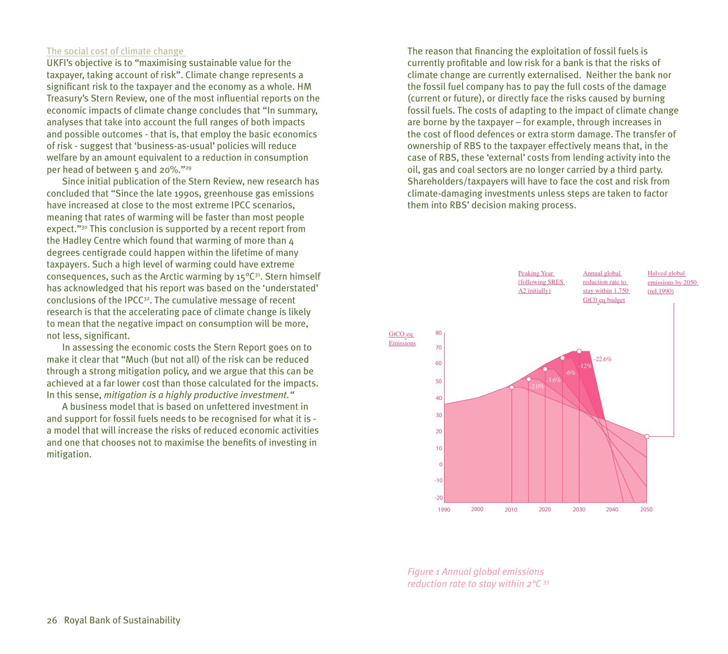## The social cost of climate change

UKFI's objective is to "maximising sustainable value for the taxpayer, taking account of risk". Climate change represents a significant risk to the taxpayer and the economy as a whole. HM Treasury's Stern Review, one of the most influential reports on the economic impacts of climate change concludes that "In summary, analyses that take into account the full ranges of both impacts and possible outcomes - that is, that employ the basic economics of risk - suggest that 'business-as-usual' policies will reduce welfare by an amount equivalent to a reduction in consumption per head of between 5 and 20%."[29]

Since initial publication of the Stern Review, new research has concluded that "Since the late 1990s, greenhouse gas emissions have increased at close to the most extreme IPCC scenarios, meaning that rates of warming will be faster than most people expect."[30] This conclusion is supported by a recent report from the Hadley Centre which found that warming of more than 4 degrees centigrade could happen within the lifetime of many taxpayers. Such a high level of warming could have extreme consequences, such as the Arctic warming by 15°C[31]. Stern himself has acknowledged that his report was based on the 'understated' conclusions of the IPCC[32]. The cumulative message of recent research is that the accelerating pace of climate change is likely to mean that the negative impact on consumption will be more, not less, significant.

In assessing the economic costs the Stern Report goes on to make it clear that "Much (but not all) of the risk can be reduced through a strong mitigation policy, and we argue that this can be achieved at a far lower cost than those calculated for the impacts. In this sense, *mitigation is a highly productive investment.*"

A business model that is based on unfettered investment in and support for fossil fuels needs to be recognised for what it is - a model that will increase the risks of reduced economic activities and one that chooses not to maximise the benefits of investing in mitigation.

The reason that financing the exploitation of fossil fuels is currently profitable and low risk for a bank is that the risks of climate change are currently externalised. Neither the bank nor the fossil fuel company has to pay the full costs of the damage (current or future), or directly face the risks caused by burning fossil fuels. The costs of adapting to the impact of climate change are borne by the taxpayer – for example, through increases in the cost of flood defences or extra storm damage. The transfer of ownership of RBS to the taxpayer effectively means that, in the case of RBS, these 'external' costs from lending activity into the oil, gas and coal sectors are no longer carried by a third party. Shareholders/taxpayers will have to face the cost and risk from climate-damaging investments unless steps are taken to factor them into RBS' decision making process.

*Figure 1 Annual global emissions reduction rate to stay within 2°C* [33]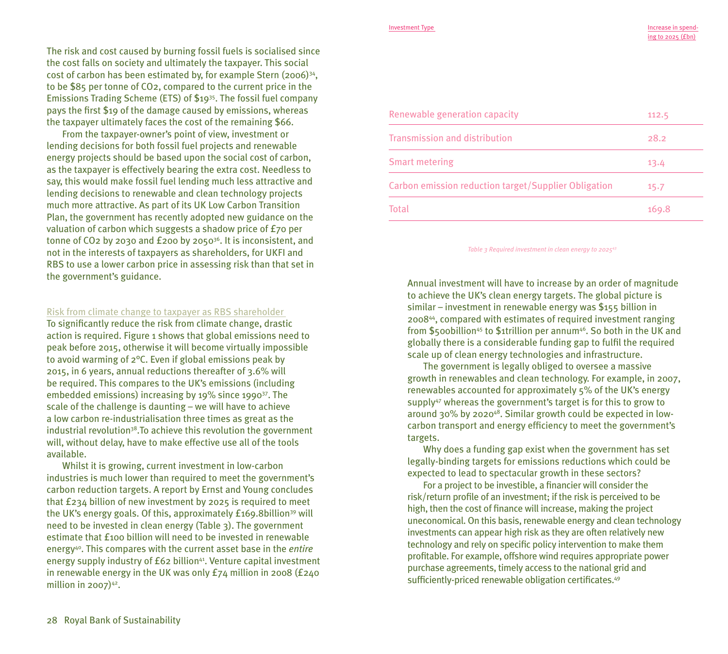The risk and cost caused by burning fossil fuels is socialised since the cost falls on society and ultimately the taxpayer. This social cost of carbon has been estimated by, for example Stern (2006)[34], to be $85 per tonne of $CO_2$, compared to the current price in the Emissions Trading Scheme (ETS) of $19[35]. The fossil fuel company pays the first $19 of the damage caused by emissions, whereas the taxpayer ultimately faces the cost of the remaining $66.

From the taxpayer-owner's point of view, investment or lending decisions for both fossil fuel projects and renewable energy projects should be based upon the social cost of carbon, as the taxpayer is effectively bearing the extra cost. Needless to say, this would make fossil fuel lending much less attractive and lending decisions to renewable and clean technology projects much more attractive. As part of its UK Low Carbon Transition Plan, the government has recently adopted new guidance on the valuation of carbon which suggests a shadow price of £70 per tonne of $CO_2$ by 2030 and £200 by 2050[36]. It is inconsistent, and not in the interests of taxpayers as shareholders, for UKFI and RBS to use a lower carbon price in assessing risk than that set in the government's guidance.

## Risk from climate change to taxpayer as RBS shareholder

To significantly reduce the risk from climate change, drastic action is required. Figure 1 shows that global emissions need to peak before 2015, otherwise it will become virtually impossible to avoid warming of 2°C. Even if global emissions peak by 2015, in 6 years, annual reductions thereafter of 3.6% will be required. This compares to the UK's emissions (including embedded emissions) increasing by 19% since 1990[37]. The scale of the challenge is daunting – we will have to achieve a low carbon re-industrialisation three times as great as the industrial revolution[38].To achieve this revolution the government will, without delay, have to make effective use all of the tools available.

Whilst it is growing, current investment in low-carbon industries is much lower than required to meet the government's carbon reduction targets. A report by Ernst and Young concludes that £234 billion of new investment by 2025 is required to meet the UK's energy goals. Of this, approximately £169.8billion[39] will need to be invested in clean energy (Table 3). The government estimate that £100 billion will need to be invested in renewable energy[40]. This compares with the current asset base in the *entire* energy supply industry of £62 billion[41]. Venture capital investment in renewable energy in the UK was only £74 million in 2008 (£240 million in 2007)[42].

| Investment Type | Increase in spending to 2025 (£bn) |
|---|---|
| Renewable generation capacity | 112.5 |
| Transmission and distribution | 28.2 |
| Smart metering | 13.4 |
| Carbon emission reduction target/Supplier Obligation | 15.7 |
| Total | 169.8 |

*Table 3 Required investment in clean energy to 2025[43]*

Annual investment will have to increase by an order of magnitude to achieve the UK's clean energy targets. The global picture is similar – investment in renewable energy was $155 billion in 2008[44], compared with estimates of required investment ranging from $500billion[45] to $1trillion per annum[46]. So both in the UK and globally there is a considerable funding gap to fulfil the required scale up of clean energy technologies and infrastructure.

The government is legally obliged to oversee a massive growth in renewables and clean technology. For example, in 2007, renewables accounted for approximately 5% of the UK's energy supply[47] whereas the government's target is for this to grow to around 30% by 2020[48]. Similar growth could be expected in low-carbon transport and energy efficiency to meet the government's targets.

Why does a funding gap exist when the government has set legally-binding targets for emissions reductions which could be expected to lead to spectacular growth in these sectors?

For a project to be investible, a financier will consider the risk/return profile of an investment; if the risk is perceived to be high, then the cost of finance will increase, making the project uneconomical. On this basis, renewable energy and clean technology investments can appear high risk as they are often relatively new technology and rely on specific policy intervention to make them profitable. For example, offshore wind requires appropriate power purchase agreements, timely access to the national grid and sufficiently-priced renewable obligation certificates.[49]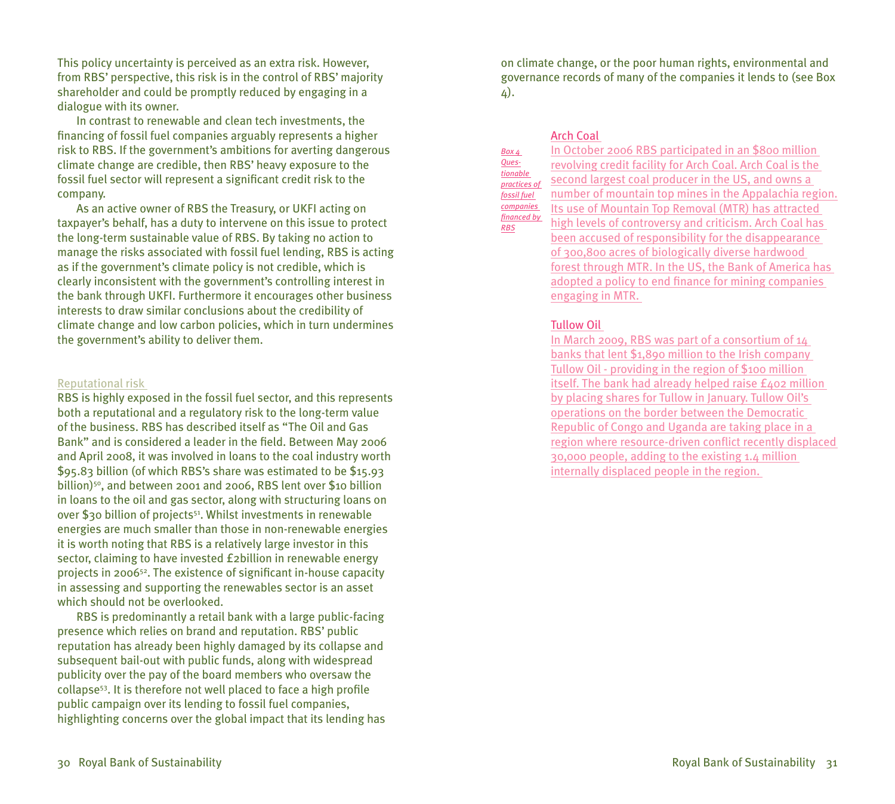This policy uncertainty is perceived as an extra risk. However, from RBS' perspective, this risk is in the control of RBS' majority shareholder and could be promptly reduced by engaging in a dialogue with its owner.

In contrast to renewable and clean tech investments, the financing of fossil fuel companies arguably represents a higher risk to RBS. If the government's ambitions for averting dangerous climate change are credible, then RBS' heavy exposure to the fossil fuel sector will represent a significant credit risk to the company.

As an active owner of RBS the Treasury, or UKFI acting on taxpayer's behalf, has a duty to intervene on this issue to protect the long-term sustainable value of RBS. By taking no action to manage the risks associated with fossil fuel lending, RBS is acting as if the government's climate policy is not credible, which is clearly inconsistent with the government's controlling interest in the bank through UKFI. Furthermore it encourages other business interests to draw similar conclusions about the credibility of climate change and low carbon policies, which in turn undermines the government's ability to deliver them.

### Reputational risk

RBS is highly exposed in the fossil fuel sector, and this represents both a reputational and a regulatory risk to the long-term value of the business. RBS has described itself as "The Oil and Gas Bank" and is considered a leader in the field. Between May 2006 and April 2008, it was involved in loans to the coal industry worth $95.83 billion (of which RBS's share was estimated to be $15.93 billion)[50], and between 2001 and 2006, RBS lent over $10 billion in loans to the oil and gas sector, along with structuring loans on over $30 billion of projects[51]. Whilst investments in renewable energies are much smaller than those in non-renewable energies it is worth noting that RBS is a relatively large investor in this sector, claiming to have invested £2billion in renewable energy projects in 2006[52]. The existence of significant in-house capacity in assessing and supporting the renewables sector is an asset which should not be overlooked.

RBS is predominantly a retail bank with a large public-facing presence which relies on brand and reputation. RBS' public reputation has already been highly damaged by its collapse and subsequent bail-out with public funds, along with widespread publicity over the pay of the board members who oversaw the collapse[53]. It is therefore not well placed to face a high profile public campaign over its lending to fossil fuel companies, highlighting concerns over the global impact that its lending has on climate change, or the poor human rights, environmental and governance records of many of the companies it lends to (see Box 4).

*Box 4 Questionable practices of fossil fuel companies financed by RBS*

#### Arch Coal

In October 2006 RBS participated in an $800 million revolving credit facility for Arch Coal. Arch Coal is the second largest coal producer in the US, and owns a number of mountain top mines in the Appalachia region. Its use of Mountain Top Removal (MTR) has attracted high levels of controversy and criticism. Arch Coal has been accused of responsibility for the disappearance of 300,800 acres of biologically diverse hardwood forest through MTR. In the US, the Bank of America has adopted a policy to end finance for mining companies engaging in MTR.

#### Tullow Oil

In March 2009, RBS was part of a consortium of 14 banks that lent $1,890 million to the Irish company Tullow Oil - providing in the region of $100 million itself. The bank had already helped raise £402 million by placing shares for Tullow in January. Tullow Oil's operations on the border between the Democratic Republic of Congo and Uganda are taking place in a region where resource-driven conflict recently displaced 30,000 people, adding to the existing 1.4 million internally displaced people in the region.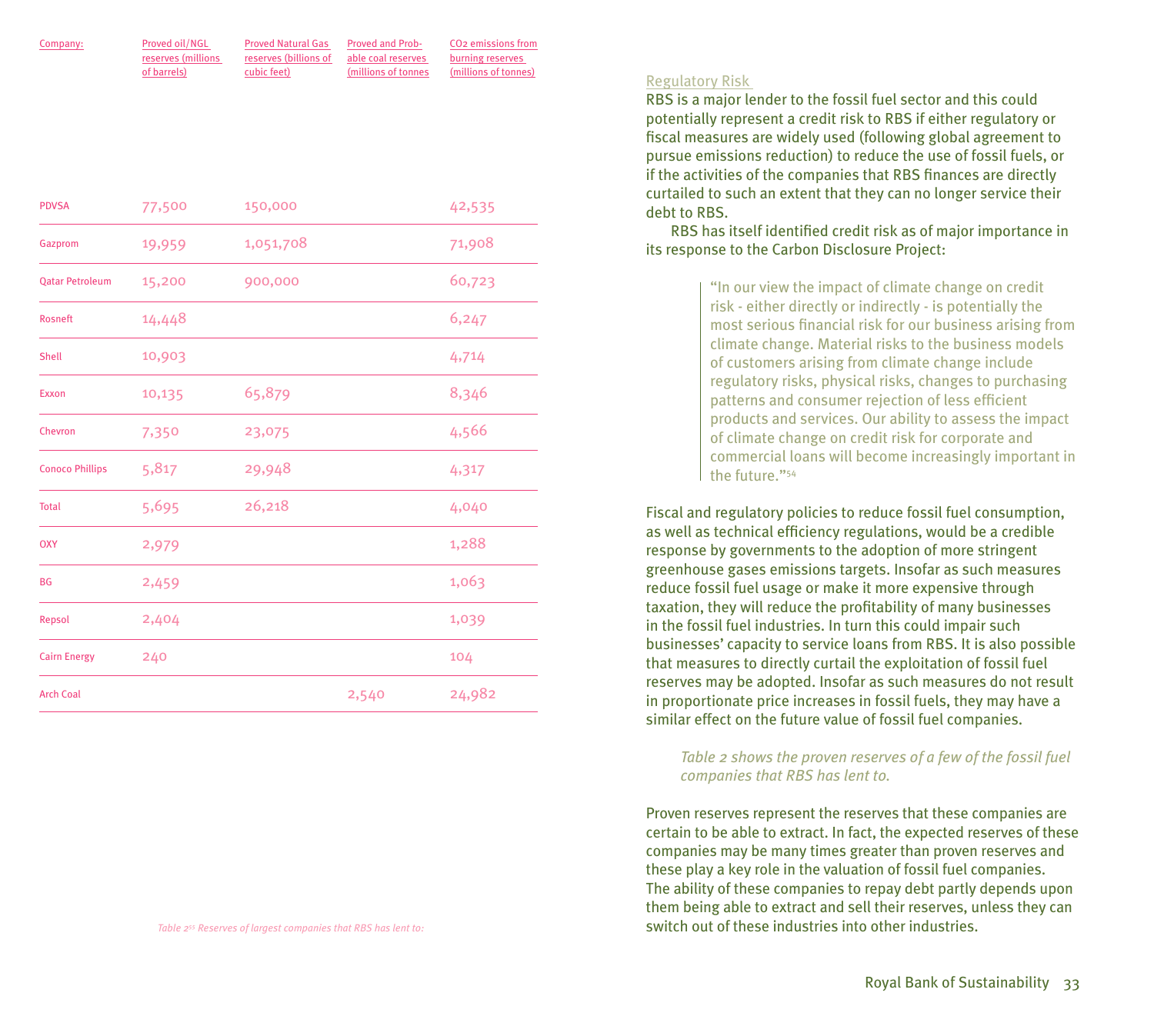| Company: | Proved oil/NGL reserves (millions of barrels) | Proved Natural Gas reserves (billions of cubic feet) | Proved and Probable coal reserves (millions of tonnes | CO2 emissions from burning reserves (millions of tonnes) |
|---|---|---|---|---|
| PDVSA | 77,500 | 150,000 | | 42,535 |
| Gazprom | 19,959 | 1,051,708 | | 71,908 |
| Qatar Petroleum | 15,200 | 900,000 | | 60,723 |
| Rosneft | 14,448 | | | 6,247 |
| Shell | 10,903 | | | 4,714 |
| Exxon | 10,135 | 65,879 | | 8,346 |
| Chevron | 7,350 | 23,075 | | 4,566 |
| Conoco Phillips | 5,817 | 29,948 | | 4,317 |
| Total | 5,695 | 26,218 | | 4,040 |
| OXY | 2,979 | | | 1,288 |
| BG | 2,459 | | | 1,063 |
| Repsol | 2,404 | | | 1,039 |
| Cairn Energy | 240 | | | 104 |
| Arch Coal | | | 2,540 | 24,982 |

*Table 2[55] Reserves of largest companies that RBS has lent to:*

## Regulatory Risk

RBS is a major lender to the fossil fuel sector and this could potentially represent a credit risk to RBS if either regulatory or fiscal measures are widely used (following global agreement to pursue emissions reduction) to reduce the use of fossil fuels, or if the activities of the companies that RBS finances are directly curtailed to such an extent that they can no longer service their debt to RBS.

RBS has itself identified credit risk as of major importance in its response to the Carbon Disclosure Project:

> "In our view the impact of climate change on credit risk - either directly or indirectly - is potentially the most serious financial risk for our business arising from climate change. Material risks to the business models of customers arising from climate change include regulatory risks, physical risks, changes to purchasing patterns and consumer rejection of less efficient products and services. Our ability to assess the impact of climate change on credit risk for corporate and commercial loans will become increasingly important in the future."[54]

Fiscal and regulatory policies to reduce fossil fuel consumption, as well as technical efficiency regulations, would be a credible response by governments to the adoption of more stringent greenhouse gases emissions targets. Insofar as such measures reduce fossil fuel usage or make it more expensive through taxation, they will reduce the profitability of many businesses in the fossil fuel industries. In turn this could impair such businesses' capacity to service loans from RBS. It is also possible that measures to directly curtail the exploitation of fossil fuel reserves may be adopted. Insofar as such measures do not result in proportionate price increases in fossil fuels, they may have a similar effect on the future value of fossil fuel companies.

*Table 2 shows the proven reserves of a few of the fossil fuel companies that RBS has lent to.*

Proven reserves represent the reserves that these companies are certain to be able to extract. In fact, the expected reserves of these companies may be many times greater than proven reserves and these play a key role in the valuation of fossil fuel companies. The ability of these companies to repay debt partly depends upon them being able to extract and sell their reserves, unless they can switch out of these industries into other industries.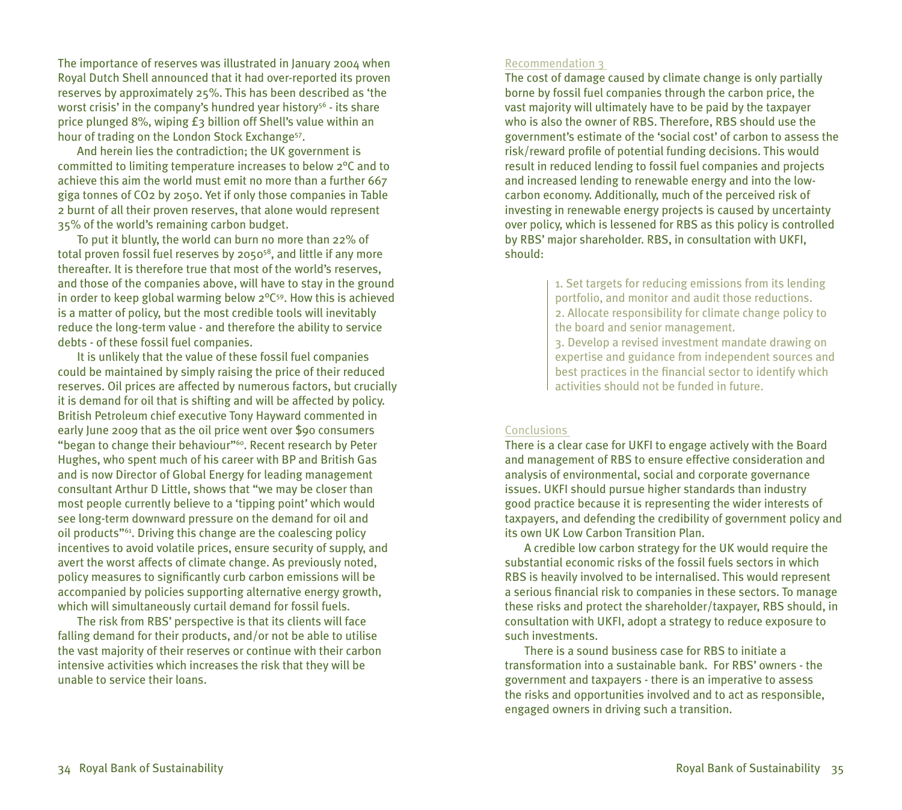The importance of reserves was illustrated in January 2004 when Royal Dutch Shell announced that it had over-reported its proven reserves by approximately 25%. This has been described as 'the worst crisis' in the company's hundred year history[56] - its share price plunged 8%, wiping £3 billion off Shell's value within an hour of trading on the London Stock Exchange[57].

And herein lies the contradiction; the UK government is committed to limiting temperature increases to below 2ºC and to achieve this aim the world must emit no more than a further 667 giga tonnes of $CO_2$ by 2050. Yet if only those companies in Table 2 burnt of all their proven reserves, that alone would represent 35% of the world's remaining carbon budget.

To put it bluntly, the world can burn no more than 22% of total proven fossil fuel reserves by 2050[58], and little if any more thereafter. It is therefore true that most of the world's reserves, and those of the companies above, will have to stay in the ground in order to keep global warming below 2ºC[59]. How this is achieved is a matter of policy, but the most credible tools will inevitably reduce the long-term value - and therefore the ability to service debts - of these fossil fuel companies.

It is unlikely that the value of these fossil fuel companies could be maintained by simply raising the price of their reduced reserves. Oil prices are affected by numerous factors, but crucially it is demand for oil that is shifting and will be affected by policy. British Petroleum chief executive Tony Hayward commented in early June 2009 that as the oil price went over $90 consumers "began to change their behaviour"[60]. Recent research by Peter Hughes, who spent much of his career with BP and British Gas and is now Director of Global Energy for leading management consultant Arthur D Little, shows that "we may be closer than most people currently believe to a 'tipping point' which would see long-term downward pressure on the demand for oil and oil products"[61]. Driving this change are the coalescing policy incentives to avoid volatile prices, ensure security of supply, and avert the worst affects of climate change. As previously noted, policy measures to significantly curb carbon emissions will be accompanied by policies supporting alternative energy growth, which will simultaneously curtail demand for fossil fuels.

The risk from RBS' perspective is that its clients will face falling demand for their products, and/or not be able to utilise the vast majority of their reserves or continue with their carbon intensive activities which increases the risk that they will be unable to service their loans.

## Recommendation 3

The cost of damage caused by climate change is only partially borne by fossil fuel companies through the carbon price, the vast majority will ultimately have to be paid by the taxpayer who is also the owner of RBS. Therefore, RBS should use the government's estimate of the 'social cost' of carbon to assess the risk/reward profile of potential funding decisions. This would result in reduced lending to fossil fuel companies and projects and increased lending to renewable energy and into the low-carbon economy. Additionally, much of the perceived risk of investing in renewable energy projects is caused by uncertainty over policy, which is lessened for RBS as this policy is controlled by RBS' major shareholder. RBS, in consultation with UKFI, should:

1. Set targets for reducing emissions from its lending portfolio, and monitor and audit those reductions.
2. Allocate responsibility for climate change policy to the board and senior management.
3. Develop a revised investment mandate drawing on expertise and guidance from independent sources and best practices in the financial sector to identify which activities should not be funded in future.

## Conclusions

There is a clear case for UKFI to engage actively with the Board and management of RBS to ensure effective consideration and analysis of environmental, social and corporate governance issues. UKFI should pursue higher standards than industry good practice because it is representing the wider interests of taxpayers, and defending the credibility of government policy and its own UK Low Carbon Transition Plan.

A credible low carbon strategy for the UK would require the substantial economic risks of the fossil fuels sectors in which RBS is heavily involved to be internalised. This would represent a serious financial risk to companies in these sectors. To manage these risks and protect the shareholder/taxpayer, RBS should, in consultation with UKFI, adopt a strategy to reduce exposure to such investments.

There is a sound business case for RBS to initiate a transformation into a sustainable bank. For RBS' owners - the government and taxpayers - there is an imperative to assess the risks and opportunities involved and to act as responsible, engaged owners in driving such a transition.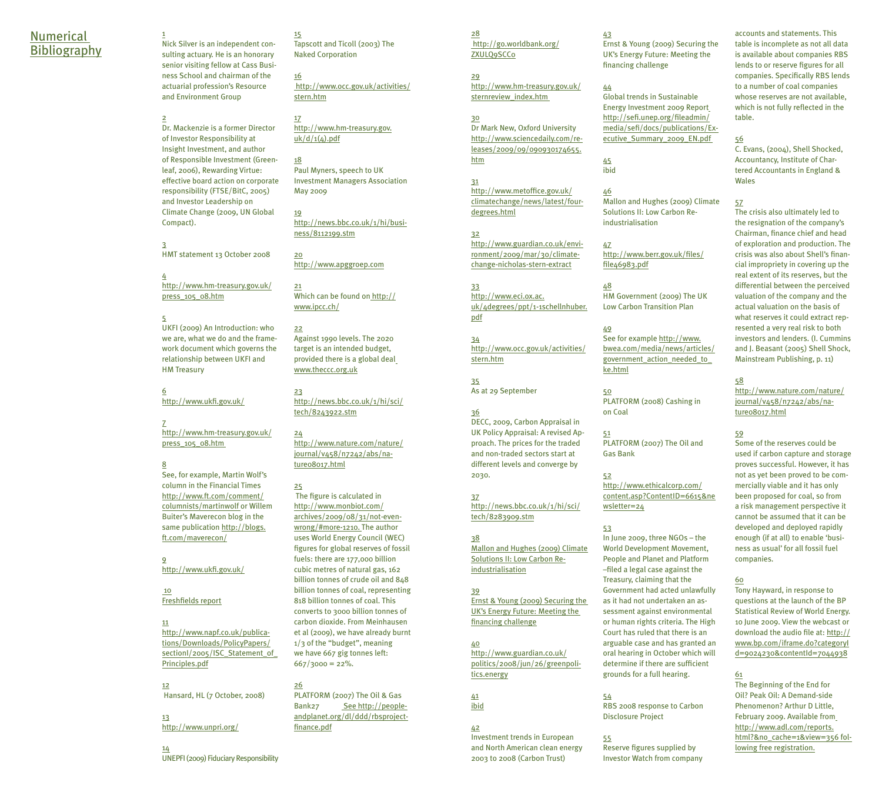# Numerical Bibliography

1
Nick Silver is an independent consulting actuary. He is an honorary senior visiting fellow at Cass Business School and chairman of the actuarial profession's Resource and Environment Group

2
Dr. Mackenzie is a former Director of Investor Responsibility at Insight Investment, and author of Responsible Investment (Greenleaf, 2006), Rewarding Virtue: effective board action on corporate responsibility (FTSE/BitC, 2005) and Investor Leadership on Climate Change (2009, UN Global Compact).

3
HMT statement 13 October 2008

4
http://www.hm-treasury.gov.uk/press_105_08.htm

5
UKFI (2009) An Introduction: who we are, what we do and the framework document which governs the relationship between UKFI and HM Treasury

6
http://www.ukfi.gov.uk/

7
http://www.hm-treasury.gov.uk/press_105_08.htm

8
See, for example, Martin Wolf's column in the Financial Times http://www.ft.com/comment/columnists/martinwolf or Willem Buiter's Maverecon blog in the same publication http://blogs.ft.com/maverecon/

9
http://www.ukfi.gov.uk/

10
Freshfields report

11
http://www.napf.co.uk/publications/Downloads/PolicyPapers/sectionI/2005/ISC_Statement_of_Principles.pdf

12
Hansard, HL (7 October, 2008)

13
http://www.unpri.org/

14
UNEPFI (2009) Fiduciary Responsibility

15
Tapscott and Ticoll (2003) The Naked Corporation

16
http://www.occ.gov.uk/activities/stern.htm

17
http://www.hm-treasury.gov.uk/d/1(4).pdf

18
Paul Myners, speech to UK Investment Managers Association May 2009

19
http://news.bbc.co.uk/1/hi/business/8112199.stm

20
http://www.apggroep.com

21
Which can be found on http://www.ipcc.ch/

22
Against 1990 levels. The 2020 target is an intended budget, provided there is a global deal www.theccc.org.uk

23
http://news.bbc.co.uk/1/hi/sci/tech/8243922.stm

24
http://www.nature.com/nature/journal/v458/n7242/abs/nature08017.html

25
The figure is calculated in http://www.monbiot.com/archives/2009/08/31/not-even-wrong/#more-1210. The author uses World Energy Council (WEC) figures for global reserves of fossil fuels: there are 177,000 billion cubic metres of natural gas, 162 billion tonnes of crude oil and 848 billion tonnes of coal, representing 818 billion tonnes of coal. This converts to 3000 billion tonnes of carbon dioxide. From Meinhausen et al (2009), we have already burnt 1/3 of the "budget", meaning we have 667 gig tonnes left: 667/3000 = 22%.

26
PLATFORM (2007) The Oil & Gas Bank27 See http://peopleandplanet.org/dl/ddd/rbsproject-finance.pdf

28
http://go.worldbank.org/ZXULQ9SCC0

29
http://www.hm-treasury.gov.uk/sternreview_index.htm

30
Dr Mark New, Oxford University http://www.sciencedaily.com/releases/2009/09/090930174655.htm

31
http://www.metoffice.gov.uk/climatechange/news/latest/four-degrees.html

32
http://www.guardian.co.uk/environment/2009/mar/30/climate-change-nicholas-stern-extract

33
http://www.eci.ox.ac.uk/4degrees/ppt/1-1schellnhuber.pdf

34
http://www.occ.gov.uk/activities/stern.htm

35
As at 29 September

36
DECC, 2009, Carbon Appraisal in UK Policy Appraisal: A revised Approach. The prices for the traded and non-traded sectors start at different levels and converge by 2030.

37
http://news.bbc.co.uk/1/hi/sci/tech/8283909.stm

38
Mallon and Hughes (2009) Climate Solutions II: Low Carbon Re-industrialisation

39
Ernst & Young (2009) Securing the UK's Energy Future: Meeting the financing challenge

40
http://www.guardian.co.uk/politics/2008/jun/26/greenpolitics.energy

41
ibid

42
Investment trends in European and North American clean energy 2003 to 2008 (Carbon Trust)

43
Ernst & Young (2009) Securing the UK's Energy Future: Meeting the financing challenge

44
Global trends in Sustainable Energy Investment 2009 Report http://sefi.unep.org/fileadmin/media/sefi/docs/publications/Executive_Summary_2009_EN.pdf

45
ibid

46
Mallon and Hughes (2009) Climate Solutions II: Low Carbon Re-industrialisation

47
http://www.berr.gov.uk/files/file46983.pdf

48
HM Government (2009) The UK Low Carbon Transition Plan

49
See for example http://www.bwea.com/media/news/articles/government_action_needed_to_ke.html

50
PLATFORM (2008) Cashing in on Coal

51
PLATFORM (2007) The Oil and Gas Bank

52
http://www.ethicalcorp.com/content.asp?ContentID=6615&newsletter=24

53
In June 2009, three NGOs – the World Development Movement, People and Planet and Platform –filed a legal case against the Treasury, claiming that the Government had acted unlawfully as it had not undertaken an assessment against environmental or human rights criteria. The High Court has ruled that there is an arguable case and has granted an oral hearing in October which will determine if there are sufficient grounds for a full hearing.

54
RBS 2008 response to Carbon Disclosure Project

55
Reserve figures supplied by Investor Watch from company accounts and statements. This table is incomplete as not all data is available about companies RBS lends to or reserve figures for all companies. Specifically RBS lends to a number of coal companies whose reserves are not available, which is not fully reflected in the table.

56
C. Evans, (2004), Shell Shocked, Accountancy, Institute of Chartered Accountants in England & Wales

57
The crisis also ultimately led to the resignation of the company's Chairman, finance chief and head of exploration and production. The crisis was also about Shell's financial impropriety in covering up the real extent of its reserves, but the differential between the perceived valuation of the company and the actual valuation on the basis of what reserves it could extract represented a very real risk to both investors and lenders. (I. Cummins and J. Beasant (2005) Shell Shock, Mainstream Publishing, p. 11)

58
http://www.nature.com/nature/journal/v458/n7242/abs/nature08017.html

59
Some of the reserves could be used if carbon capture and storage proves successful. However, it has not as yet been proved to be commercially viable and it has only been proposed for coal, so from a risk management perspective it cannot be assumed that it can be developed and deployed rapidly enough (if at all) to enable 'business as usual' for all fossil fuel companies.

60
Tony Hayward, in response to questions at the launch of the BP Statistical Review of World Energy. 10 June 2009. View the webcast or download the audio file at: http://www.bp.com/iframe.do?categoryId=9024230&contentId=7044938

61
The Beginning of the End for Oil? Peak Oil: A Demand-side Phenomenon? Arthur D Little, February 2009. Available from http://www.adl.com/reports.html?&no_cache=1&view=356 following free registration.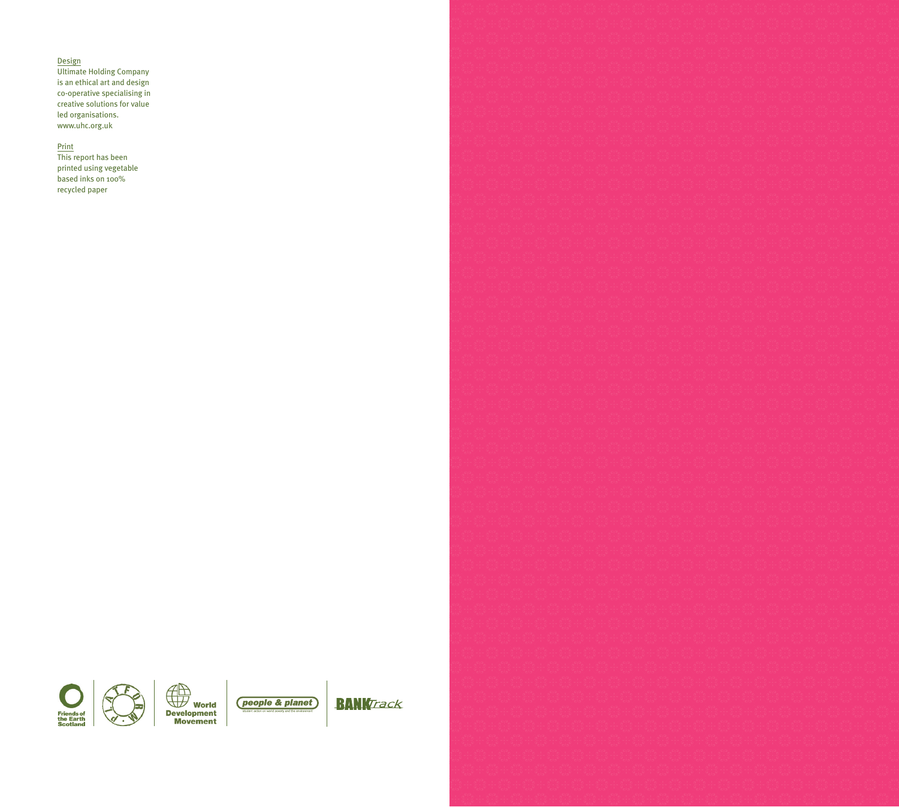Design

Ultimate Holding Company is an ethical art and design co-operative specialising in creative solutions for value led organisations.
www.uhc.org.uk

Print

This report has been printed using vegetable based inks on 100% recycled paper

Friends of the Earth Scotland | PLATFORM | World Development Movement | people & planet | BANKTrack